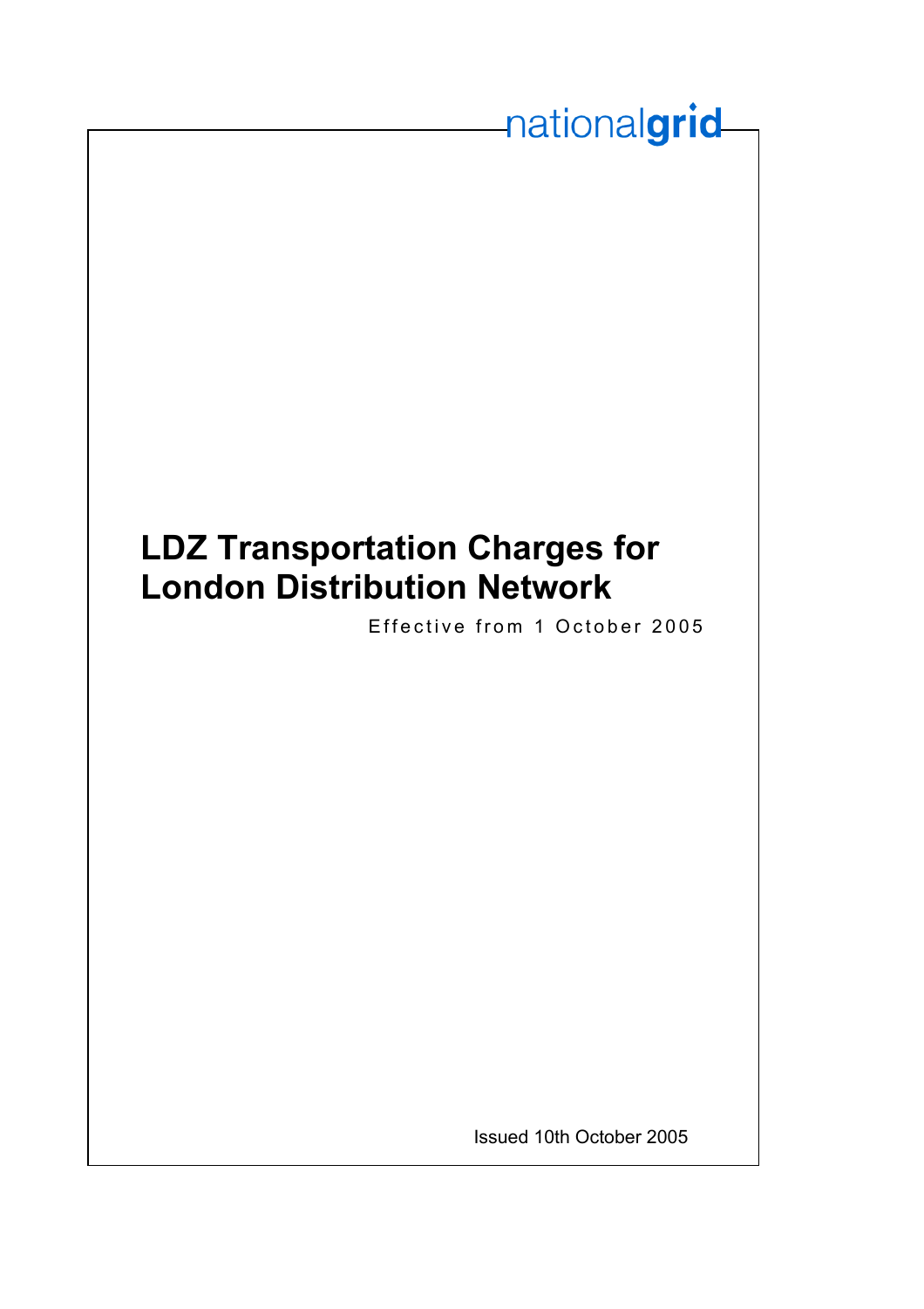nationalgrid

# LDZ Transportation Charges for London Distribution Network

Effective from 1 October 2005

Issued 10th October 2005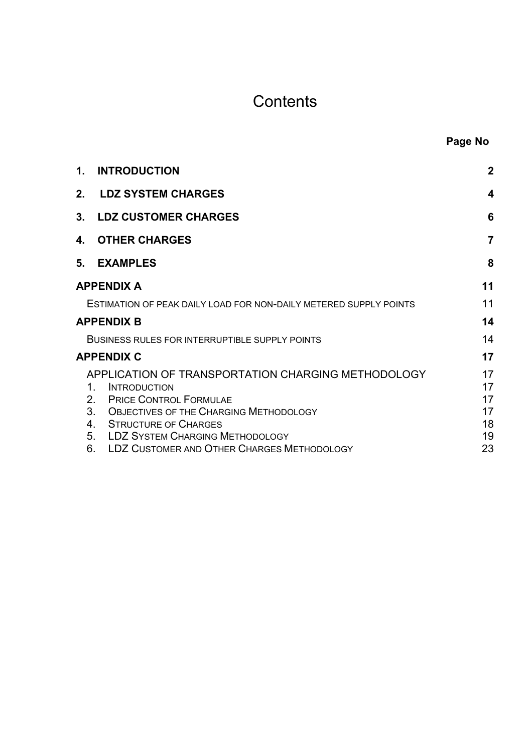# Contents

| | Page No |
|---|---|
| **1. INTRODUCTION** | **2** |
| **2. LDZ SYSTEM CHARGES** | **4** |
| **3. LDZ CUSTOMER CHARGES** | **6** |
| **4. OTHER CHARGES** | **7** |
| **5. EXAMPLES** | **8** |
| **APPENDIX A** | **11** |
| ESTIMATION OF PEAK DAILY LOAD FOR NON-DAILY METERED SUPPLY POINTS | 11 |
| **APPENDIX B** | **14** |
| BUSINESS RULES FOR INTERRUPTIBLE SUPPLY POINTS | 14 |
| **APPENDIX C** | **17** |
| APPLICATION OF TRANSPORTATION CHARGING METHODOLOGY | 17 |
| 1. INTRODUCTION | 17 |
| 2. PRICE CONTROL FORMULAE | 17 |
| 3. OBJECTIVES OF THE CHARGING METHODOLOGY | 17 |
| 4. STRUCTURE OF CHARGES | 18 |
| 5. LDZ SYSTEM CHARGING METHODOLOGY | 19 |
| 6. LDZ CUSTOMER AND OTHER CHARGES METHODOLOGY | 23 |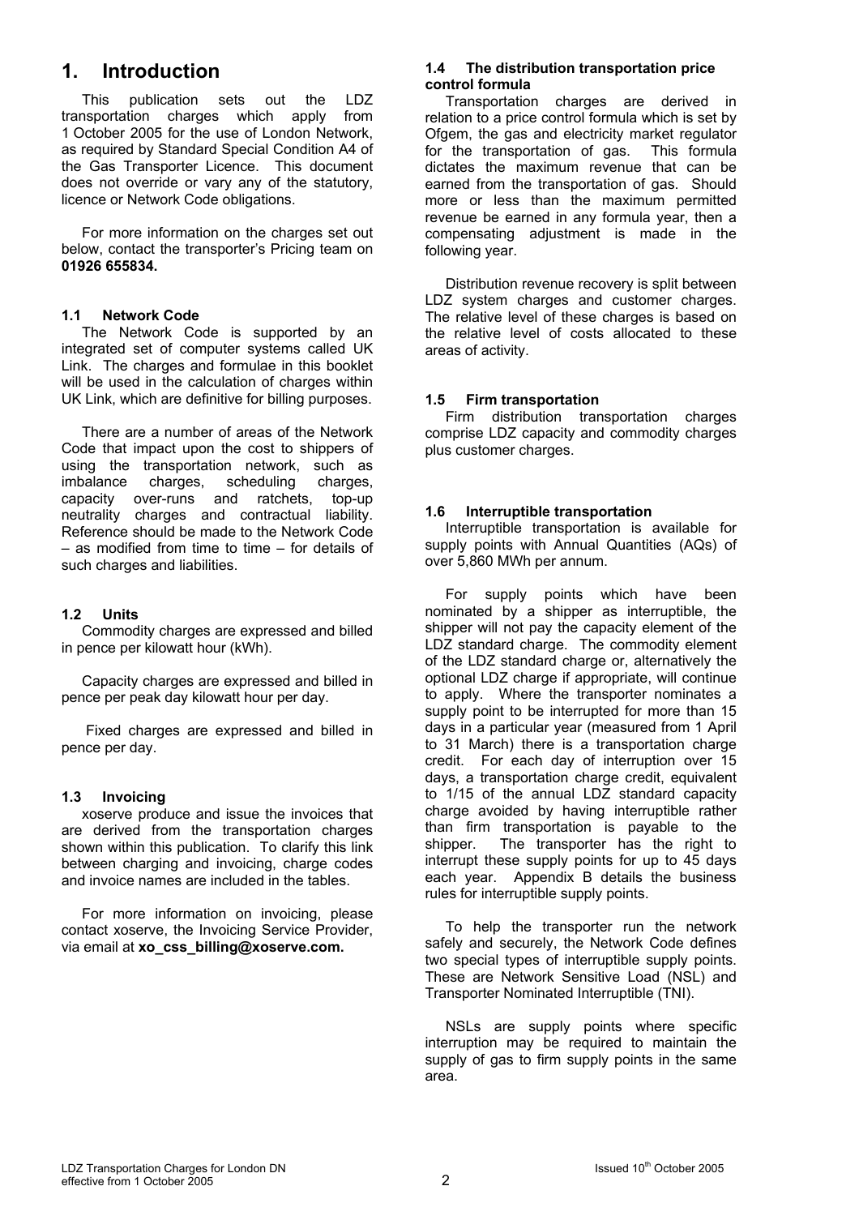# 1. Introduction

This publication sets out the LDZ transportation charges which apply from 1 October 2005 for the use of London Network, as required by Standard Special Condition A4 of the Gas Transporter Licence. This document does not override or vary any of the statutory, licence or Network Code obligations.

For more information on the charges set out below, contact the transporter's Pricing team on **01926 655834.**

### 1.1 Network Code

The Network Code is supported by an integrated set of computer systems called UK Link. The charges and formulae in this booklet will be used in the calculation of charges within UK Link, which are definitive for billing purposes.

There are a number of areas of the Network Code that impact upon the cost to shippers of using the transportation network, such as imbalance charges, scheduling charges, capacity over-runs and ratchets, top-up neutrality charges and contractual liability. Reference should be made to the Network Code – as modified from time to time – for details of such charges and liabilities.

### 1.2 Units

Commodity charges are expressed and billed in pence per kilowatt hour (kWh).

Capacity charges are expressed and billed in pence per peak day kilowatt hour per day.

Fixed charges are expressed and billed in pence per day.

### 1.3 Invoicing

xoserve produce and issue the invoices that are derived from the transportation charges shown within this publication. To clarify this link between charging and invoicing, charge codes and invoice names are included in the tables.

For more information on invoicing, please contact xoserve, the Invoicing Service Provider, via email at **xo_css_billing@xoserve.com.**

### 1.4 The distribution transportation price control formula

Transportation charges are derived in relation to a price control formula which is set by Ofgem, the gas and electricity market regulator for the transportation of gas. This formula dictates the maximum revenue that can be earned from the transportation of gas. Should more or less than the maximum permitted revenue be earned in any formula year, then a compensating adjustment is made in the following year.

Distribution revenue recovery is split between LDZ system charges and customer charges. The relative level of these charges is based on the relative level of costs allocated to these areas of activity.

### 1.5 Firm transportation

Firm distribution transportation charges comprise LDZ capacity and commodity charges plus customer charges.

### 1.6 Interruptible transportation

Interruptible transportation is available for supply points with Annual Quantities (AQs) of over 5,860 MWh per annum.

For supply points which have been nominated by a shipper as interruptible, the shipper will not pay the capacity element of the LDZ standard charge. The commodity element of the LDZ standard charge or, alternatively the optional LDZ charge if appropriate, will continue to apply. Where the transporter nominates a supply point to be interrupted for more than 15 days in a particular year (measured from 1 April to 31 March) there is a transportation charge credit. For each day of interruption over 15 days, a transportation charge credit, equivalent to 1/15 of the annual LDZ standard capacity charge avoided by having interruptible rather than firm transportation is payable to the shipper. The transporter has the right to interrupt these supply points for up to 45 days each year. Appendix B details the business rules for interruptible supply points.

To help the transporter run the network safely and securely, the Network Code defines two special types of interruptible supply points. These are Network Sensitive Load (NSL) and Transporter Nominated Interruptible (TNI).

NSLs are supply points where specific interruption may be required to maintain the supply of gas to firm supply points in the same area.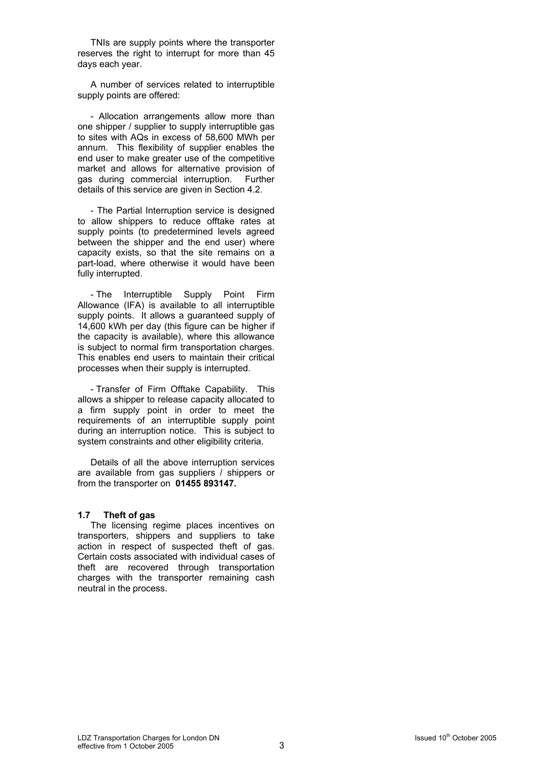TNIs are supply points where the transporter reserves the right to interrupt for more than 45 days each year.

A number of services related to interruptible supply points are offered:

- Allocation arrangements allow more than one shipper / supplier to supply interruptible gas to sites with AQs in excess of 58,600 MWh per annum. This flexibility of supplier enables the end user to make greater use of the competitive market and allows for alternative provision of gas during commercial interruption. Further details of this service are given in Section 4.2.

- The Partial Interruption service is designed to allow shippers to reduce offtake rates at supply points (to predetermined levels agreed between the shipper and the end user) where capacity exists, so that the site remains on a part-load, where otherwise it would have been fully interrupted.

- The Interruptible Supply Point Firm Allowance (IFA) is available to all interruptible supply points. It allows a guaranteed supply of 14,600 kWh per day (this figure can be higher if the capacity is available), where this allowance is subject to normal firm transportation charges. This enables end users to maintain their critical processes when their supply is interrupted.

- Transfer of Firm Offtake Capability. This allows a shipper to release capacity allocated to a firm supply point in order to meet the requirements of an interruptible supply point during an interruption notice. This is subject to system constraints and other eligibility criteria.

Details of all the above interruption services are available from gas suppliers / shippers or from the transporter on **01455 893147.**

### 1.7 Theft of gas

The licensing regime places incentives on transporters, shippers and suppliers to take action in respect of suspected theft of gas. Certain costs associated with individual cases of theft are recovered through transportation charges with the transporter remaining cash neutral in the process.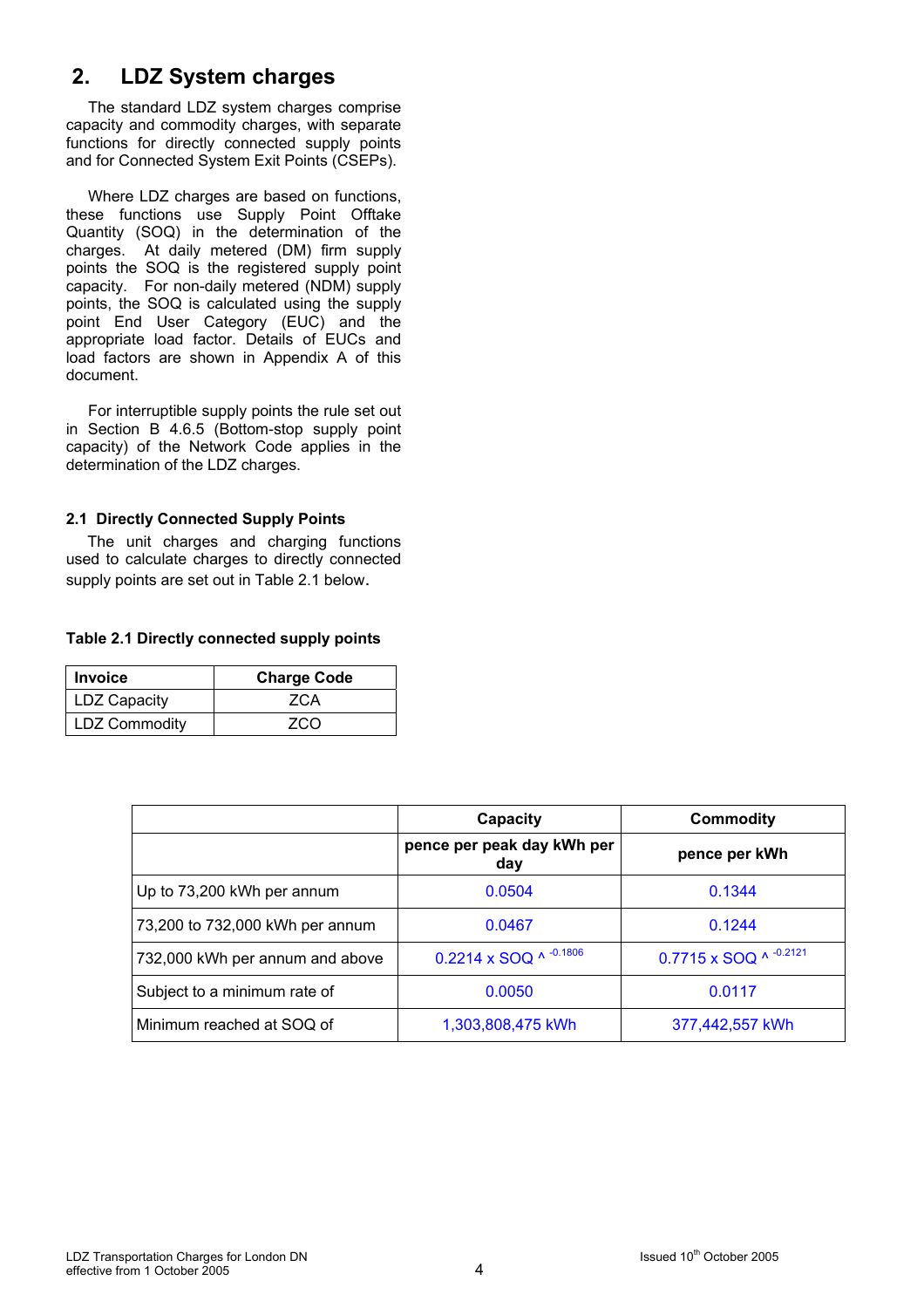## 2. LDZ System charges

The standard LDZ system charges comprise capacity and commodity charges, with separate functions for directly connected supply points and for Connected System Exit Points (CSEPs).

Where LDZ charges are based on functions, these functions use Supply Point Offtake Quantity (SOQ) in the determination of the charges. At daily metered (DM) firm supply points the SOQ is the registered supply point capacity. For non-daily metered (NDM) supply points, the SOQ is calculated using the supply point End User Category (EUC) and the appropriate load factor. Details of EUCs and load factors are shown in Appendix A of this document.

For interruptible supply points the rule set out in Section B 4.6.5 (Bottom-stop supply point capacity) of the Network Code applies in the determination of the LDZ charges.

### 2.1 Directly Connected Supply Points

The unit charges and charging functions used to calculate charges to directly connected supply points are set out in Table 2.1 below.

**Table 2.1 Directly connected supply points**

| Invoice | Charge Code |
|---|---|
| LDZ Capacity | ZCA |
| LDZ Commodity | ZCO |

| | Capacity | Commodity |
|---|---|---|
| | pence per peak day kWh per day | pence per kWh |
| Up to 73,200 kWh per annum | 0.0504 | 0.1344 |
| 73,200 to 732,000 kWh per annum | 0.0467 | 0.1244 |
| 732,000 kWh per annum and above | $0.2214 \times SOQ ^{-0.1806}$ | $0.7715 \times SOQ ^{-0.2121}$ |
| Subject to a minimum rate of | 0.0050 | 0.0117 |
| Minimum reached at SOQ of | 1,303,808,475 kWh | 377,442,557 kWh |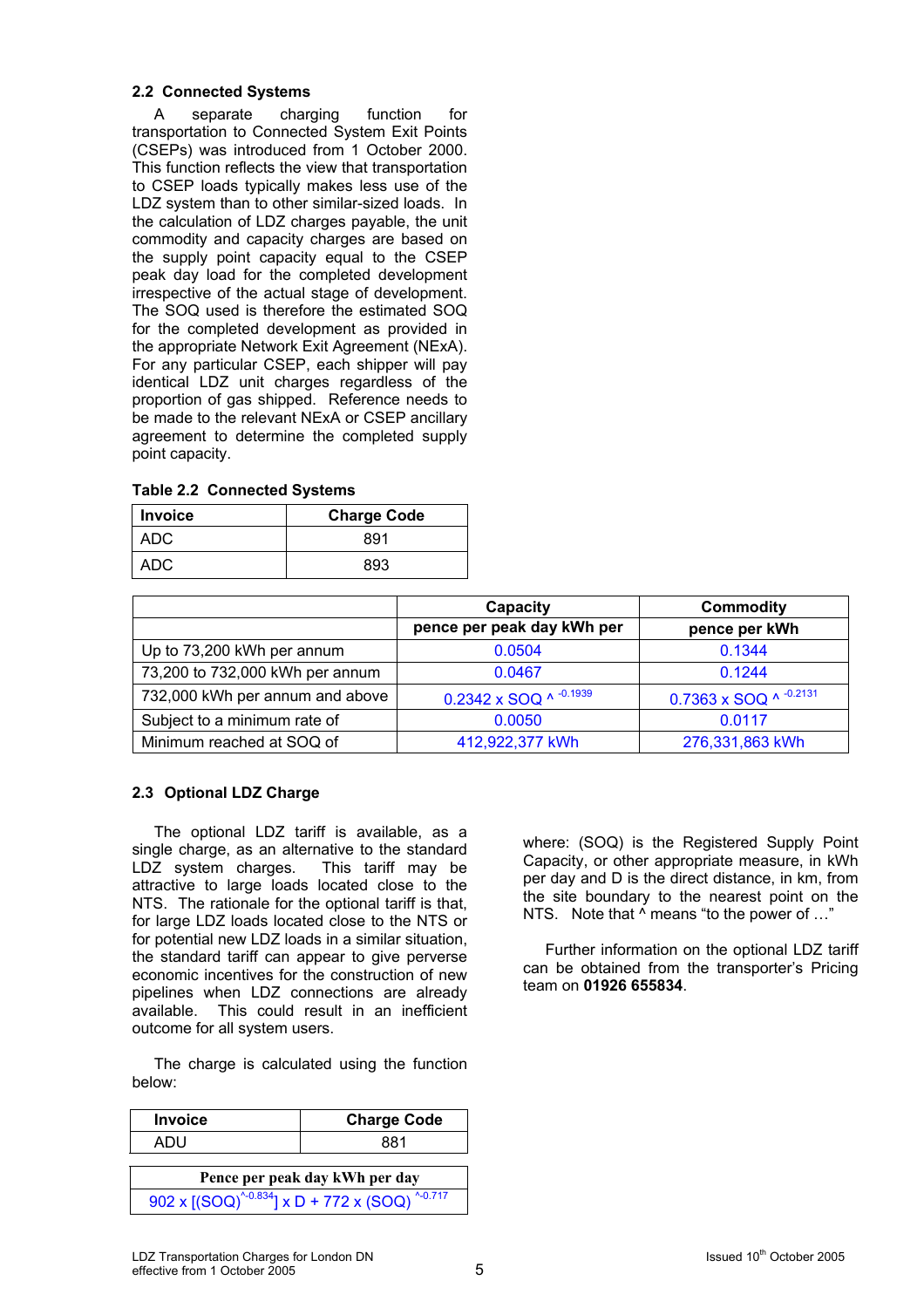## 2.2 Connected Systems

A separate charging function for transportation to Connected System Exit Points (CSEPs) was introduced from 1 October 2000. This function reflects the view that transportation to CSEP loads typically makes less use of the LDZ system than to other similar-sized loads. In the calculation of LDZ charges payable, the unit commodity and capacity charges are based on the supply point capacity equal to the CSEP peak day load for the completed development irrespective of the actual stage of development. The SOQ used is therefore the estimated SOQ for the completed development as provided in the appropriate Network Exit Agreement (NExA). For any particular CSEP, each shipper will pay identical LDZ unit charges regardless of the proportion of gas shipped. Reference needs to be made to the relevant NExA or CSEP ancillary agreement to determine the completed supply point capacity.

**Table 2.2 Connected Systems**

| Invoice | Charge Code |
|---|---|
| ADC | 891 |
| ADC | 893 |

| | Capacity | Commodity |
|---|---|---|
| | pence per peak day kWh per | pence per kWh |
| Up to 73,200 kWh per annum | 0.0504 | 0.1344 |
| 73,200 to 732,000 kWh per annum | 0.0467 | 0.1244 |
| 732,000 kWh per annum and above | $0.2342 \times SOQ$ ^ $^{-0.1939}$ | $0.7363 \times SOQ$ ^ $^{-0.2131}$ |
| Subject to a minimum rate of | 0.0050 | 0.0117 |
| Minimum reached at SOQ of | 412,922,377 kWh | 276,331,863 kWh |

## 2.3 Optional LDZ Charge

The optional LDZ tariff is available, as a single charge, as an alternative to the standard LDZ system charges. This tariff may be attractive to large loads located close to the NTS. The rationale for the optional tariff is that, for large LDZ loads located close to the NTS or for potential new LDZ loads in a similar situation, the standard tariff can appear to give perverse economic incentives for the construction of new pipelines when LDZ connections are already available. This could result in an inefficient outcome for all system users.

The charge is calculated using the function below:

| Invoice | Charge Code |
|---|---|
| ADU | 881 |

| Pence per peak day kWh per day |
|---|
| $902 \times [(SOQ)^{\wedge -0.834}] \times D + 772 \times (SOQ)^{\wedge -0.717}$ |

where: (SOQ) is the Registered Supply Point Capacity, or other appropriate measure, in kWh per day and D is the direct distance, in km, from the site boundary to the nearest point on the NTS. Note that ^ means "to the power of …"

Further information on the optional LDZ tariff can be obtained from the transporter's Pricing team on **01926 655834**.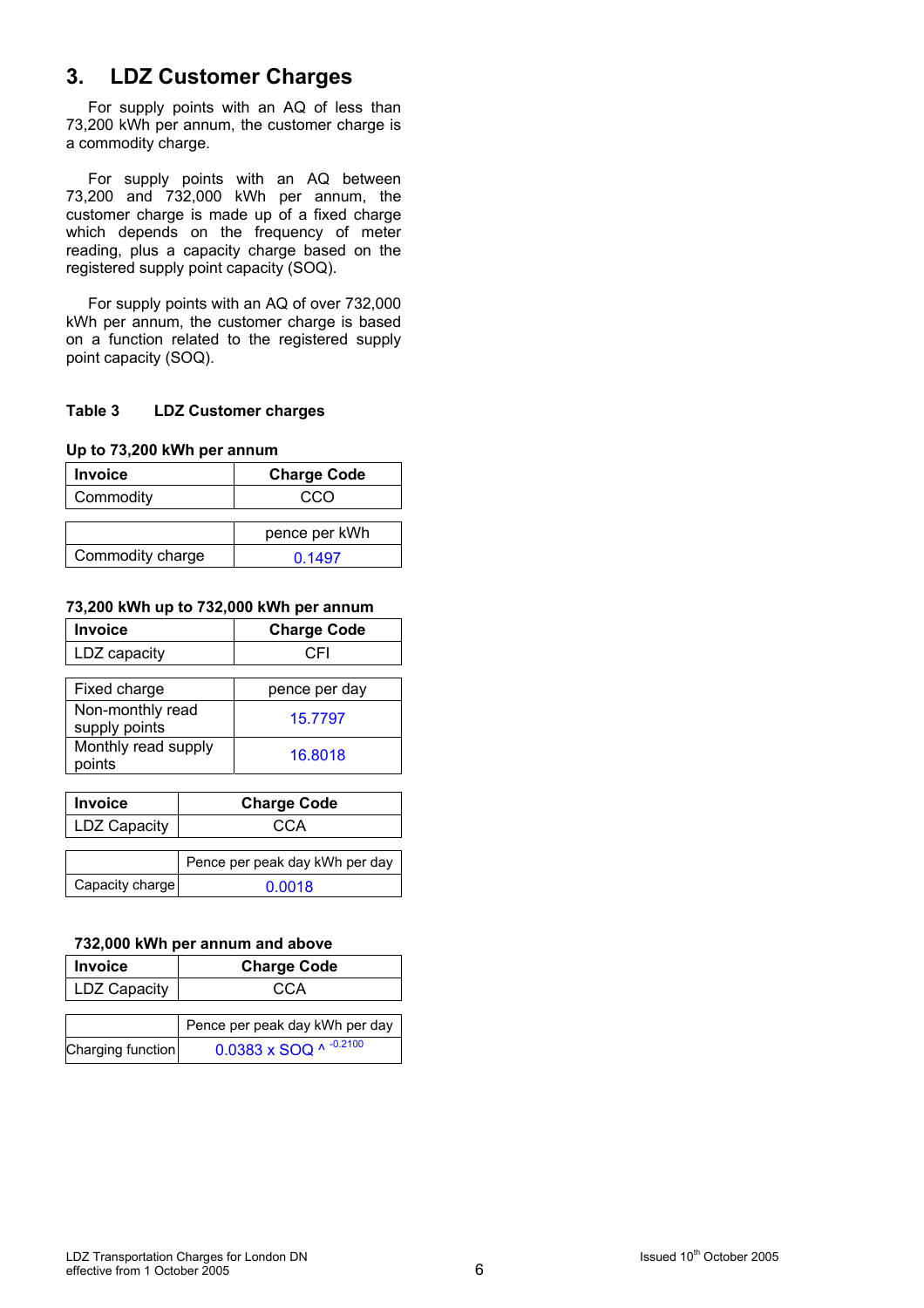# 3. LDZ Customer Charges

For supply points with an AQ of less than 73,200 kWh per annum, the customer charge is a commodity charge.

For supply points with an AQ between 73,200 and 732,000 kWh per annum, the customer charge is made up of a fixed charge which depends on the frequency of meter reading, plus a capacity charge based on the registered supply point capacity (SOQ).

For supply points with an AQ of over 732,000 kWh per annum, the customer charge is based on a function related to the registered supply point capacity (SOQ).

**Table 3 LDZ Customer charges**

**Up to 73,200 kWh per annum**

| Invoice | Charge Code |
|---|---|
| Commodity | CCO |

| | pence per kWh |
|---|---|
| Commodity charge | 0.1497 |

**73,200 kWh up to 732,000 kWh per annum**

| Invoice | Charge Code |
|---|---|
| LDZ capacity | CFI |

| Fixed charge | pence per day |
|---|---|
| Non-monthly read supply points | 15.7797 |
| Monthly read supply points | 16.8018 |

| Invoice | Charge Code |
|---|---|
| LDZ Capacity | CCA |

| | Pence per peak day kWh per day |
|---|---|
| Capacity charge | 0.0018 |

**732,000 kWh per annum and above**

| Invoice | Charge Code |
|---|---|
| LDZ Capacity | CCA |

| | Pence per peak day kWh per day |
|---|---|
| Charging function | $0.0383 \times SOQ \wedge ^{-0.2100}$ |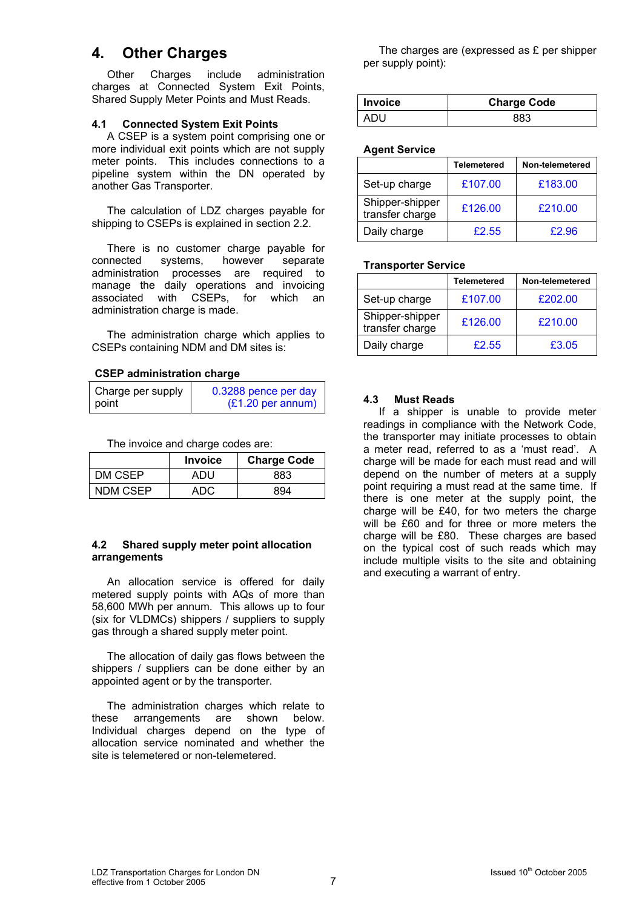# 4. Other Charges

Other Charges include administration charges at Connected System Exit Points, Shared Supply Meter Points and Must Reads.

## 4.1 Connected System Exit Points

A CSEP is a system point comprising one or more individual exit points which are not supply meter points. This includes connections to a pipeline system within the DN operated by another Gas Transporter.

The calculation of LDZ charges payable for shipping to CSEPs is explained in section 2.2.

There is no customer charge payable for connected systems, however separate administration processes are required to manage the daily operations and invoicing associated with CSEPs, for which an administration charge is made.

The administration charge which applies to CSEPs containing NDM and DM sites is:

**CSEP administration charge**

| | |
|---|---|
| Charge per supply point | 0.3288 pence per day (£1.20 per annum) |

The invoice and charge codes are:

| | Invoice | Charge Code |
|---|---|---|
| DM CSEP | ADU | 883 |
| NDM CSEP | ADC | 894 |

## 4.2 Shared supply meter point allocation arrangements

An allocation service is offered for daily metered supply points with AQs of more than 58,600 MWh per annum. This allows up to four (six for VLDMCs) shippers / suppliers to supply gas through a shared supply meter point.

The allocation of daily gas flows between the shippers / suppliers can be done either by an appointed agent or by the transporter.

The administration charges which relate to these arrangements are shown below. Individual charges depend on the type of allocation service nominated and whether the site is telemetered or non-telemetered.

The charges are (expressed as £ per shipper per supply point):

| Invoice | Charge Code |
|---|---|
| ADU | 883 |

**Agent Service**

| | Telemetered | Non-telemetered |
|---|---|---|
| Set-up charge | £107.00 | £183.00 |
| Shipper-shipper transfer charge | £126.00 | £210.00 |
| Daily charge | £2.55 | £2.96 |

**Transporter Service**

| | Telemetered | Non-telemetered |
|---|---|---|
| Set-up charge | £107.00 | £202.00 |
| Shipper-shipper transfer charge | £126.00 | £210.00 |
| Daily charge | £2.55 | £3.05 |

## 4.3 Must Reads

If a shipper is unable to provide meter readings in compliance with the Network Code, the transporter may initiate processes to obtain a meter read, referred to as a 'must read'. A charge will be made for each must read and will depend on the number of meters at a supply point requiring a must read at the same time. If there is one meter at the supply point, the charge will be £40, for two meters the charge will be £60 and for three or more meters the charge will be £80. These charges are based on the typical cost of such reads which may include multiple visits to the site and obtaining and executing a warrant of entry.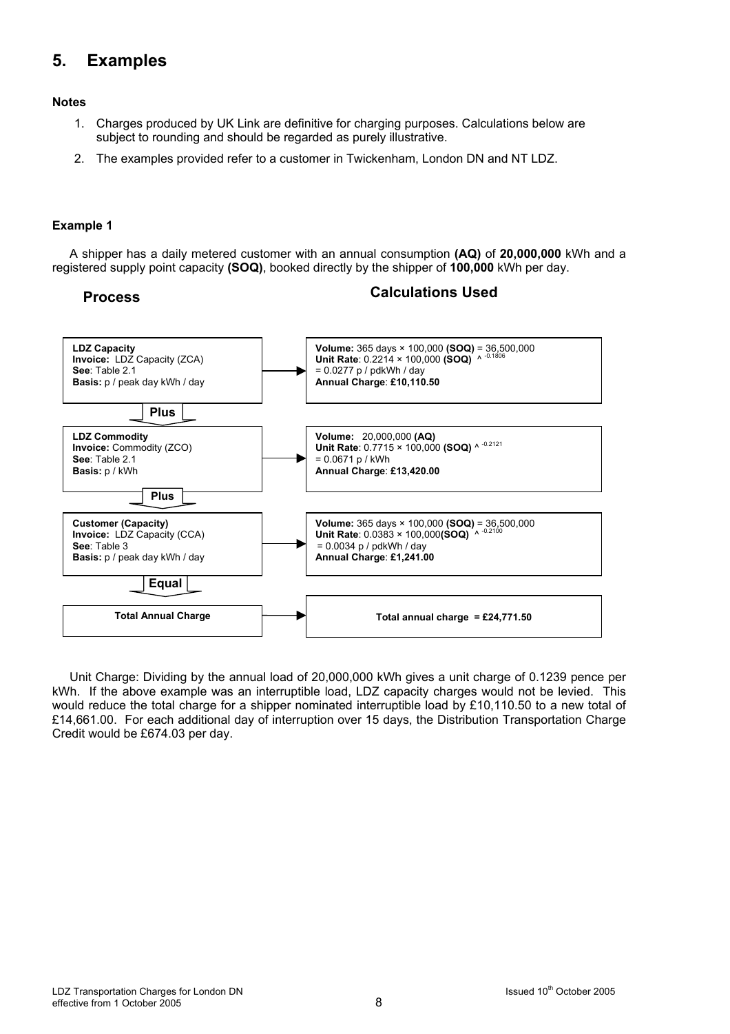# 5. Examples

**Notes**

1. Charges produced by UK Link are definitive for charging purposes. Calculations below are subject to rounding and should be regarded as purely illustrative.
2. The examples provided refer to a customer in Twickenham, London DN and NT LDZ.

**Example 1**

A shipper has a daily metered customer with an annual consumption **(AQ)** of **20,000,000** kWh and a registered supply point capacity **(SOQ)**, booked directly by the shipper of **100,000** kWh per day.

| Process | Calculations Used |
|---|---|
| **LDZ Capacity**<br>**Invoice:** LDZ Capacity (ZCA)<br>**See**: Table 2.1<br>**Basis:** p / peak day kWh / day | **Volume:** 365 days × 100,000 **(SOQ)** = 36,500,000<br>**Unit Rate**: 0.2214 × 100,000 **(SOQ)** ^ $^{-0.1806}$<br>= 0.0277 p / pdkWh / day<br>**Annual Charge**: **£10,110.50** |
| **Plus** | |
| **LDZ Commodity**<br>**Invoice:** Commodity (ZCO)<br>**See**: Table 2.1<br>**Basis:** p / kWh | **Volume:** 20,000,000 **(AQ)**<br>**Unit Rate**: 0.7715 × 100,000 **(SOQ)** ^ $^{-0.2121}$<br>= 0.0671 p / kWh<br>**Annual Charge**: **£13,420.00** |
| **Plus** | |
| **Customer (Capacity)**<br>**Invoice:** LDZ Capacity (CCA)<br>**See**: Table 3<br>**Basis:** p / peak day kWh / day | **Volume:** 365 days × 100,000 **(SOQ)** = 36,500,000<br>**Unit Rate**: 0.0383 × 100,000**(SOQ)** ^ $^{-0.2100}$<br>= 0.0034 p / pdkWh / day<br>**Annual Charge**: **£1,241.00** |
| **Equal** | |
| **Total Annual Charge** | **Total annual charge = £24,771.50** |

Unit Charge: Dividing by the annual load of 20,000,000 kWh gives a unit charge of 0.1239 pence per kWh. If the above example was an interruptible load, LDZ capacity charges would not be levied. This would reduce the total charge for a shipper nominated interruptible load by £10,110.50 to a new total of £14,661.00. For each additional day of interruption over 15 days, the Distribution Transportation Charge Credit would be £674.03 per day.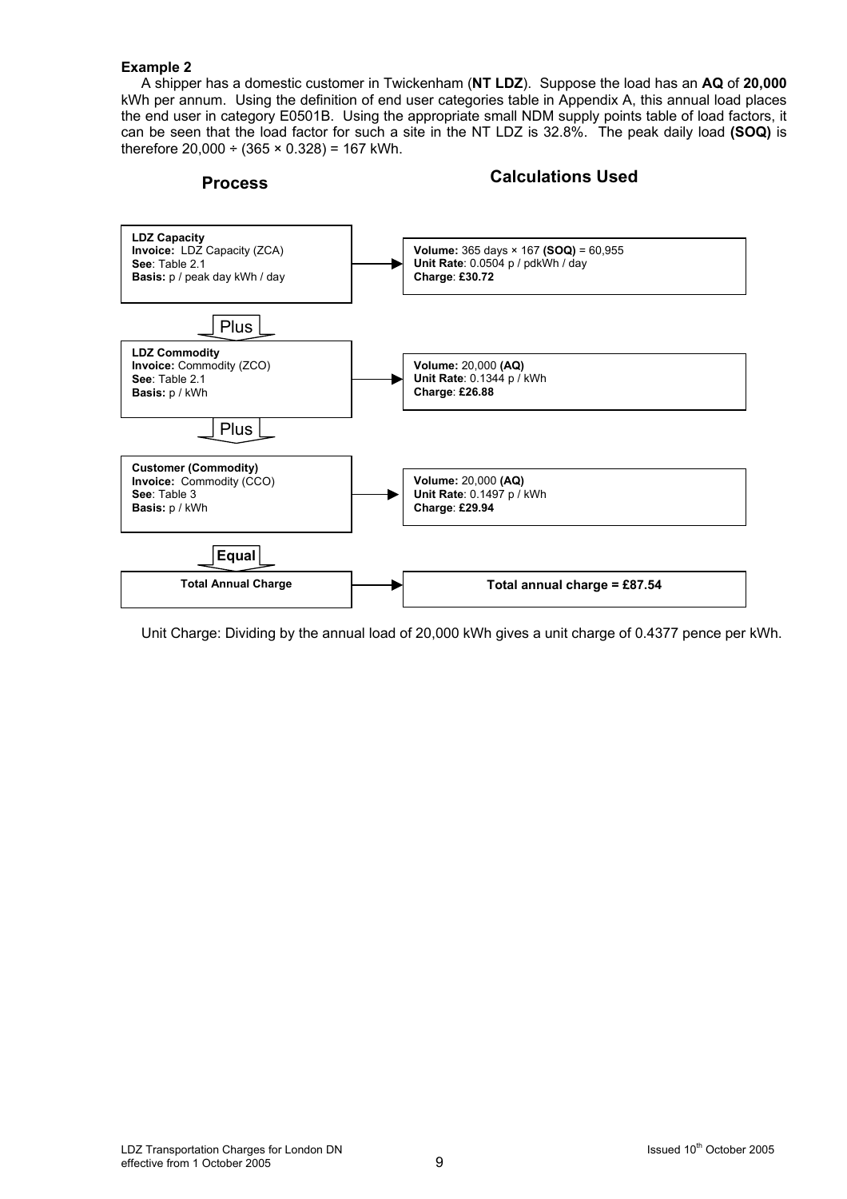**Example 2**

A shipper has a domestic customer in Twickenham (**NT LDZ**). Suppose the load has an **AQ** of **20,000** kWh per annum. Using the definition of end user categories table in Appendix A, this annual load places the end user in category E0501B. Using the appropriate small NDM supply points table of load factors, it can be seen that the load factor for such a site in the NT LDZ is 32.8%. The peak daily load **(SOQ)** is therefore 20,000 ÷ (365 × 0.328) = 167 kWh.

| Process | Calculations Used |
|---|---|
| **LDZ Capacity**<br>**Invoice:** LDZ Capacity (ZCA)<br>**See**: Table 2.1<br>**Basis:** p / peak day kWh / day | **Volume:** 365 days × 167 **(SOQ)** = 60,955<br>**Unit Rate**: 0.0504 p / pdkWh / day<br>**Charge**: **£30.72** |
| Plus | |
| **LDZ Commodity**<br>**Invoice:** Commodity (ZCO)<br>**See**: Table 2.1<br>**Basis:** p / kWh | **Volume:** 20,000 **(AQ)**<br>**Unit Rate**: 0.1344 p / kWh<br>**Charge**: **£26.88** |
| Plus | |
| **Customer (Commodity)**<br>**Invoice:** Commodity (CCO)<br>**See**: Table 3<br>**Basis:** p / kWh | **Volume:** 20,000 **(AQ)**<br>**Unit Rate**: 0.1497 p / kWh<br>**Charge**: **£29.94** |
| **Equal** | |
| **Total Annual Charge** | **Total annual charge = £87.54** |

Unit Charge: Dividing by the annual load of 20,000 kWh gives a unit charge of 0.4377 pence per kWh.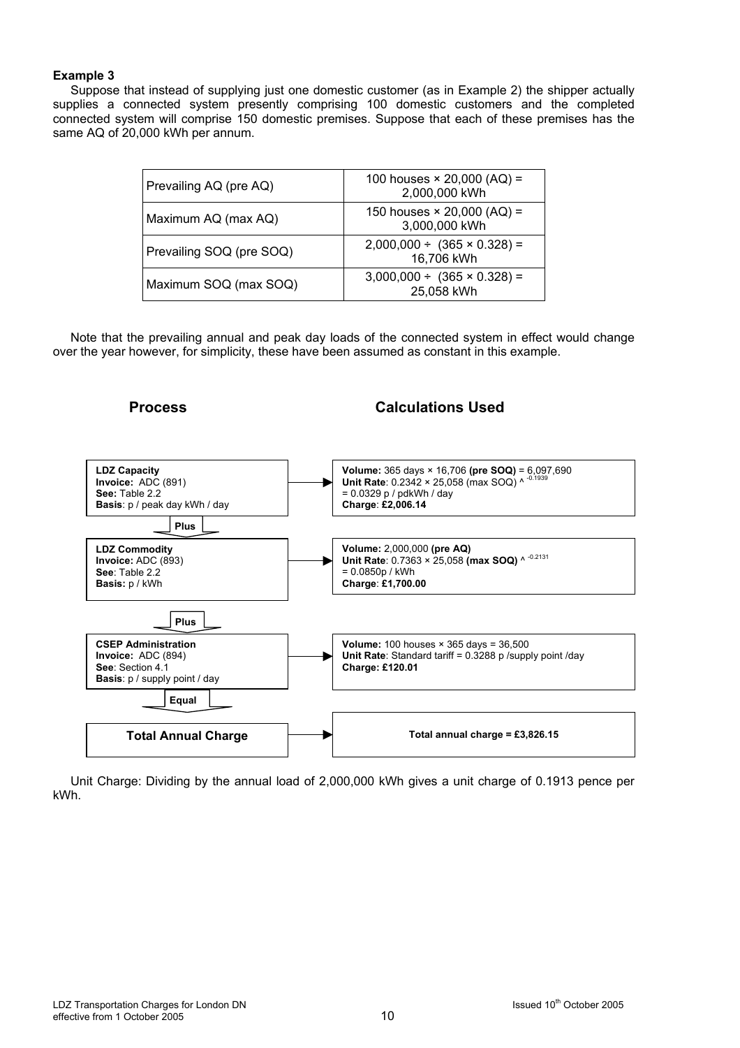### Example 3

Suppose that instead of supplying just one domestic customer (as in Example 2) the shipper actually supplies a connected system presently comprising 100 domestic customers and the completed connected system will comprise 150 domestic premises. Suppose that each of these premises has the same AQ of 20,000 kWh per annum.

| | |
|---|---|
| Prevailing AQ (pre AQ) | 100 houses × 20,000 (AQ) = 2,000,000 kWh |
| Maximum AQ (max AQ) | 150 houses × 20,000 (AQ) = 3,000,000 kWh |
| Prevailing SOQ (pre SOQ) | 2,000,000 ÷ (365 × 0.328) = 16,706 kWh |
| Maximum SOQ (max SOQ) | 3,000,000 ÷ (365 × 0.328) = 25,058 kWh |

Note that the prevailing annual and peak day loads of the connected system in effect would change over the year however, for simplicity, these have been assumed as constant in this example.

| Process | Calculations Used |
|---|---|
| **LDZ Capacity**<br>**Invoice:** ADC (891)<br>**See:** Table 2.2<br>**Basis**: p / peak day kWh / day | **Volume:** 365 days × 16,706 **(pre SOQ)** = 6,097,690<br>**Unit Rate**: 0.2342 × 25,058 (max SOQ) ^ $^{-0.1939}$<br>= 0.0329 p / pdkWh / day<br>**Charge**: **£2,006.14** |
| **Plus** | |
| **LDZ Commodity**<br>**Invoice:** ADC (893)<br>**See**: Table 2.2<br>**Basis:** p / kWh | **Volume:** 2,000,000 **(pre AQ)**<br>**Unit Rate**: 0.7363 × 25,058 **(max SOQ)** ^ $^{-0.2131}$<br>= 0.0850p / kWh<br>**Charge**: **£1,700.00** |
| **Plus** | |
| **CSEP Administration**<br>**Invoice:** ADC (894)<br>**See**: Section 4.1<br>**Basis**: p / supply point / day | **Volume:** 100 houses × 365 days = 36,500<br>**Unit Rate**: Standard tariff = 0.3288 p /supply point /day<br>**Charge: £120.01** |
| **Equal** | |
| **Total Annual Charge** | **Total annual charge = £3,826.15** |

Unit Charge: Dividing by the annual load of 2,000,000 kWh gives a unit charge of 0.1913 pence per kWh.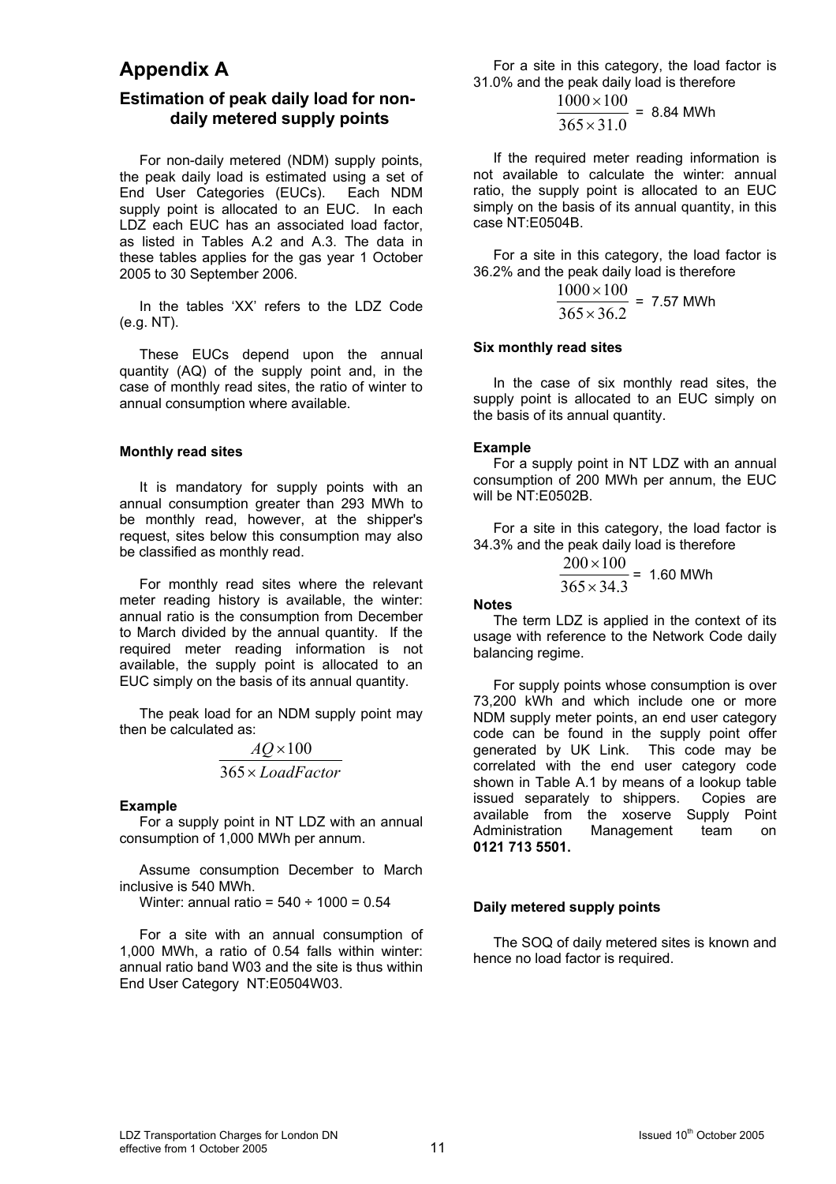# Appendix A

## Estimation of peak daily load for non-daily metered supply points

For non-daily metered (NDM) supply points, the peak daily load is estimated using a set of End User Categories (EUCs). Each NDM supply point is allocated to an EUC. In each LDZ each EUC has an associated load factor, as listed in Tables A.2 and A.3. The data in these tables applies for the gas year 1 October 2005 to 30 September 2006.

In the tables 'XX' refers to the LDZ Code (e.g. NT).

These EUCs depend upon the annual quantity (AQ) of the supply point and, in the case of monthly read sites, the ratio of winter to annual consumption where available.

#### Monthly read sites

It is mandatory for supply points with an annual consumption greater than 293 MWh to be monthly read, however, at the shipper's request, sites below this consumption may also be classified as monthly read.

For monthly read sites where the relevant meter reading history is available, the winter: annual ratio is the consumption from December to March divided by the annual quantity. If the required meter reading information is not available, the supply point is allocated to an EUC simply on the basis of its annual quantity.

The peak load for an NDM supply point may then be calculated as:

$$\frac{AQ \times 100}{365 \times LoadFactor}$$

#### Example

For a supply point in NT LDZ with an annual consumption of 1,000 MWh per annum.

Assume consumption December to March inclusive is 540 MWh.

Winter: annual ratio = 540 ÷ 1000 = 0.54

For a site with an annual consumption of 1,000 MWh, a ratio of 0.54 falls within winter: annual ratio band W03 and the site is thus within End User Category NT:E0504W03.

For a site in this category, the load factor is 31.0% and the peak daily load is therefore

$$\frac{1000 \times 100}{365 \times 31.0} = 8.84 \text{ MWh}$$

If the required meter reading information is not available to calculate the winter: annual ratio, the supply point is allocated to an EUC simply on the basis of its annual quantity, in this case NT:E0504B.

For a site in this category, the load factor is 36.2% and the peak daily load is therefore

$$\frac{1000 \times 100}{365 \times 36.2} = 7.57 \text{ MWh}$$

#### Six monthly read sites

In the case of six monthly read sites, the supply point is allocated to an EUC simply on the basis of its annual quantity.

#### Example

For a supply point in NT LDZ with an annual consumption of 200 MWh per annum, the EUC will be NT:E0502B.

For a site in this category, the load factor is 34.3% and the peak daily load is therefore

$$\frac{200 \times 100}{365 \times 34.3} = 1.60 \text{ MWh}$$

#### Notes

The term LDZ is applied in the context of its usage with reference to the Network Code daily balancing regime.

For supply points whose consumption is over 73,200 kWh and which include one or more NDM supply meter points, an end user category code can be found in the supply point offer generated by UK Link. This code may be correlated with the end user category code shown in Table A.1 by means of a lookup table issued separately to shippers. Copies are available from the xoserve Supply Point Administration Management team on **0121 713 5501.**

#### Daily metered supply points

The SOQ of daily metered sites is known and hence no load factor is required.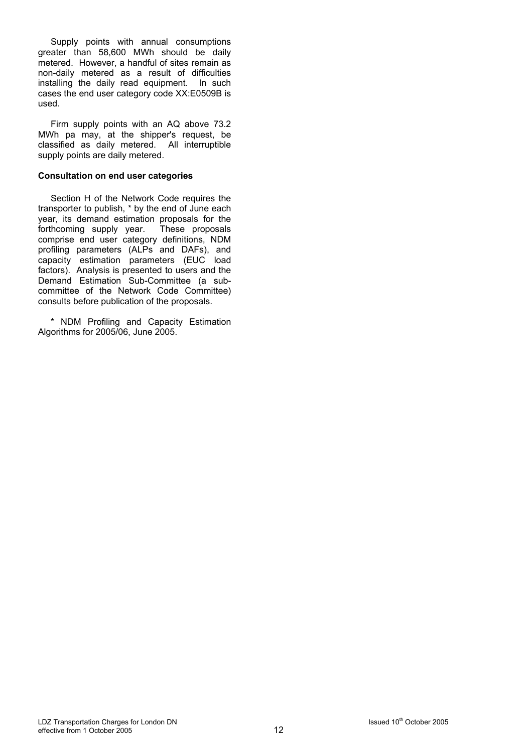Supply points with annual consumptions greater than 58,600 MWh should be daily metered. However, a handful of sites remain as non-daily metered as a result of difficulties installing the daily read equipment. In such cases the end user category code XX:E0509B is used.

Firm supply points with an AQ above 73.2 MWh pa may, at the shipper's request, be classified as daily metered. All interruptible supply points are daily metered.

**Consultation on end user categories**

Section H of the Network Code requires the transporter to publish, * by the end of June each year, its demand estimation proposals for the forthcoming supply year. These proposals comprise end user category definitions, NDM profiling parameters (ALPs and DAFs), and capacity estimation parameters (EUC load factors). Analysis is presented to users and the Demand Estimation Sub-Committee (a sub-committee of the Network Code Committee) consults before publication of the proposals.

* NDM Profiling and Capacity Estimation Algorithms for 2005/06, June 2005.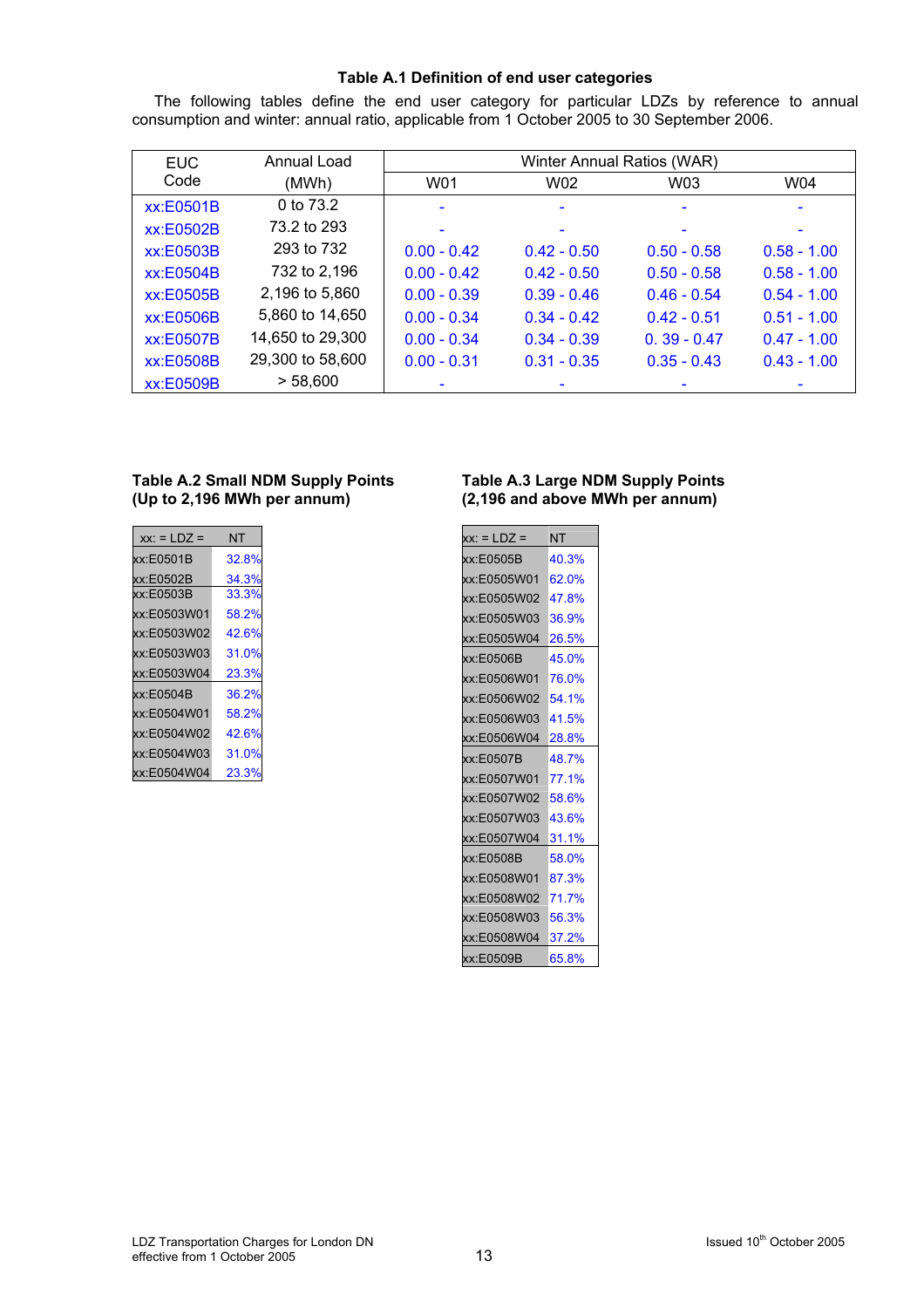### Table A.1 Definition of end user categories

The following tables define the end user category for particular LDZs by reference to annual consumption and winter: annual ratio, applicable from 1 October 2005 to 30 September 2006.

| EUC Code | Annual Load (MWh) | Winter Annual Ratios (WAR) | | | |
|---|---|---|---|---|---|
| | | W01 | W02 | W03 | W04 |
| xx:E0501B | 0 to 73.2 | - | - | - | - |
| xx:E0502B | 73.2 to 293 | - | - | - | - |
| xx:E0503B | 293 to 732 | 0.00 - 0.42 | 0.42 - 0.50 | 0.50 - 0.58 | 0.58 - 1.00 |
| xx:E0504B | 732 to 2,196 | 0.00 - 0.42 | 0.42 - 0.50 | 0.50 - 0.58 | 0.58 - 1.00 |
| xx:E0505B | 2,196 to 5,860 | 0.00 - 0.39 | 0.39 - 0.46 | 0.46 - 0.54 | 0.54 - 1.00 |
| xx:E0506B | 5,860 to 14,650 | 0.00 - 0.34 | 0.34 - 0.42 | 0.42 - 0.51 | 0.51 - 1.00 |
| xx:E0507B | 14,650 to 29,300 | 0.00 - 0.34 | 0.34 - 0.39 | 0. 39 - 0.47 | 0.47 - 1.00 |
| xx:E0508B | 29,300 to 58,600 | 0.00 - 0.31 | 0.31 - 0.35 | 0.35 - 0.43 | 0.43 - 1.00 |
| xx:E0509B | > 58,600 | - | - | - | - |

**Table A.2 Small NDM Supply Points (Up to 2,196 MWh per annum)**

| xx: = LDZ = | NT |
|---|---|
| xx:E0501B | 32.8% |
| xx:E0502B | 34.3% |
| xx:E0503B | 33.3% |
| xx:E0503W01 | 58.2% |
| xx:E0503W02 | 42.6% |
| xx:E0503W03 | 31.0% |
| xx:E0503W04 | 23.3% |
| xx:E0504B | 36.2% |
| xx:E0504W01 | 58.2% |
| xx:E0504W02 | 42.6% |
| xx:E0504W03 | 31.0% |
| xx:E0504W04 | 23.3% |

**Table A.3 Large NDM Supply Points (2,196 and above MWh per annum)**

| xx: = LDZ = | NT |
|---|---|
| xx:E0505B | 40.3% |
| xx:E0505W01 | 62.0% |
| xx:E0505W02 | 47.8% |
| xx:E0505W03 | 36.9% |
| xx:E0505W04 | 26.5% |
| xx:E0506B | 45.0% |
| xx:E0506W01 | 76.0% |
| xx:E0506W02 | 54.1% |
| xx:E0506W03 | 41.5% |
| xx:E0506W04 | 28.8% |
| xx:E0507B | 48.7% |
| xx:E0507W01 | 77.1% |
| xx:E0507W02 | 58.6% |
| xx:E0507W03 | 43.6% |
| xx:E0507W04 | 31.1% |
| xx:E0508B | 58.0% |
| xx:E0508W01 | 87.3% |
| xx:E0508W02 | 71.7% |
| xx:E0508W03 | 56.3% |
| xx:E0508W04 | 37.2% |
| xx:E0509B | 65.8% |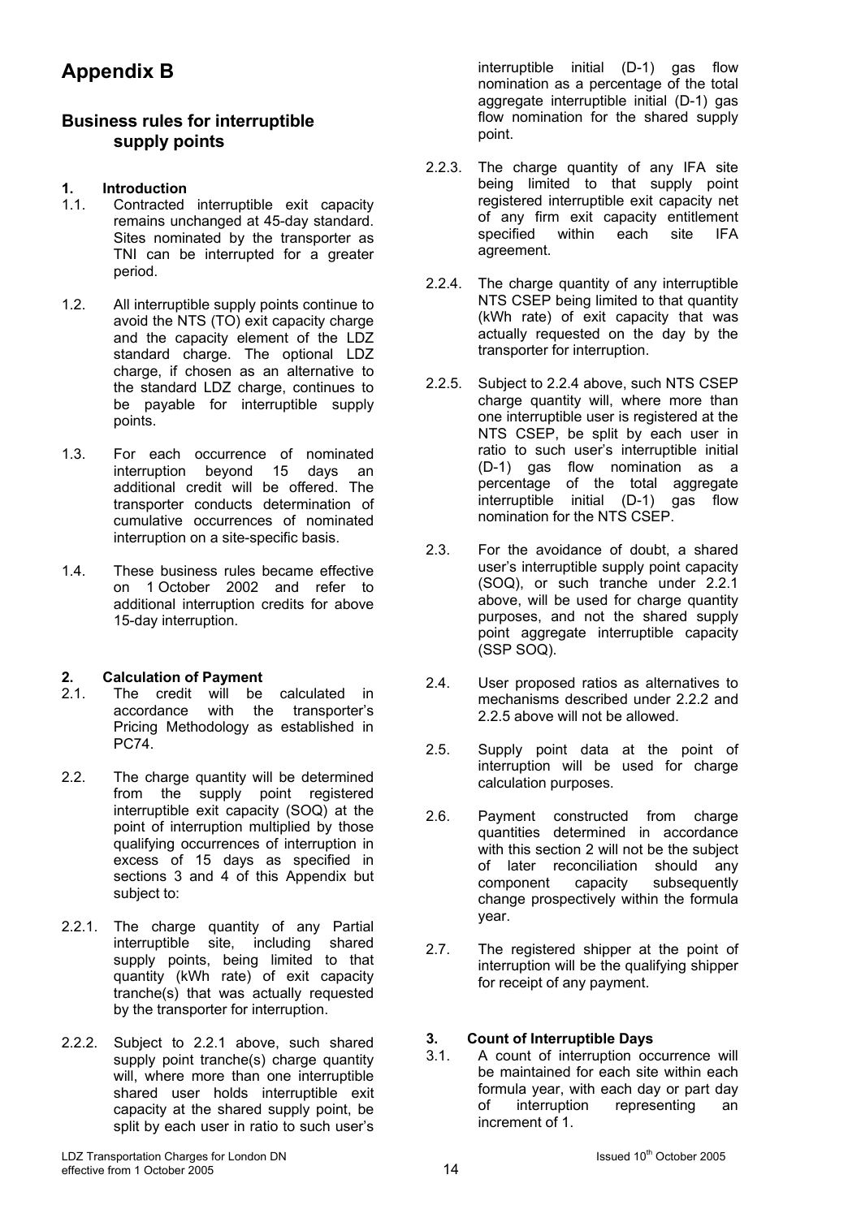# Appendix B

## Business rules for interruptible supply points

### 1. Introduction

1.1. Contracted interruptible exit capacity remains unchanged at 45-day standard. Sites nominated by the transporter as TNI can be interrupted for a greater period.

1.2. All interruptible supply points continue to avoid the NTS (TO) exit capacity charge and the capacity element of the LDZ standard charge. The optional LDZ charge, if chosen as an alternative to the standard LDZ charge, continues to be payable for interruptible supply points.

1.3. For each occurrence of nominated interruption beyond 15 days an additional credit will be offered. The transporter conducts determination of cumulative occurrences of nominated interruption on a site-specific basis.

1.4. These business rules became effective on 1 October 2002 and refer to additional interruption credits for above 15-day interruption.

### 2. Calculation of Payment

2.1. The credit will be calculated in accordance with the transporter's Pricing Methodology as established in PC74.

2.2. The charge quantity will be determined from the supply point registered interruptible exit capacity (SOQ) at the point of interruption multiplied by those qualifying occurrences of interruption in excess of 15 days as specified in sections 3 and 4 of this Appendix but subject to:

2.2.1. The charge quantity of any Partial interruptible site, including shared supply points, being limited to that quantity (kWh rate) of exit capacity tranche(s) that was actually requested by the transporter for interruption.

2.2.2. Subject to 2.2.1 above, such shared supply point tranche(s) charge quantity will, where more than one interruptible shared user holds interruptible exit capacity at the shared supply point, be split by each user in ratio to such user's interruptible initial (D-1) gas flow nomination as a percentage of the total aggregate interruptible initial (D-1) gas flow nomination for the shared supply point.

2.2.3. The charge quantity of any IFA site being limited to that supply point registered interruptible exit capacity net of any firm exit capacity entitlement specified within each site IFA agreement.

2.2.4. The charge quantity of any interruptible NTS CSEP being limited to that quantity (kWh rate) of exit capacity that was actually requested on the day by the transporter for interruption.

2.2.5. Subject to 2.2.4 above, such NTS CSEP charge quantity will, where more than one interruptible user is registered at the NTS CSEP, be split by each user in ratio to such user's interruptible initial (D-1) gas flow nomination as a percentage of the total aggregate interruptible initial (D-1) gas flow nomination for the NTS CSEP.

2.3. For the avoidance of doubt, a shared user's interruptible supply point capacity (SOQ), or such tranche under 2.2.1 above, will be used for charge quantity purposes, and not the shared supply point aggregate interruptible capacity (SSP SOQ).

2.4. User proposed ratios as alternatives to mechanisms described under 2.2.2 and 2.2.5 above will not be allowed.

2.5. Supply point data at the point of interruption will be used for charge calculation purposes.

2.6. Payment constructed from charge quantities determined in accordance with this section 2 will not be the subject of later reconciliation should any component capacity subsequently change prospectively within the formula year.

2.7. The registered shipper at the point of interruption will be the qualifying shipper for receipt of any payment.

### 3. Count of Interruptible Days

3.1. A count of interruption occurrence will be maintained for each site within each formula year, with each day or part day of interruption representing an increment of 1.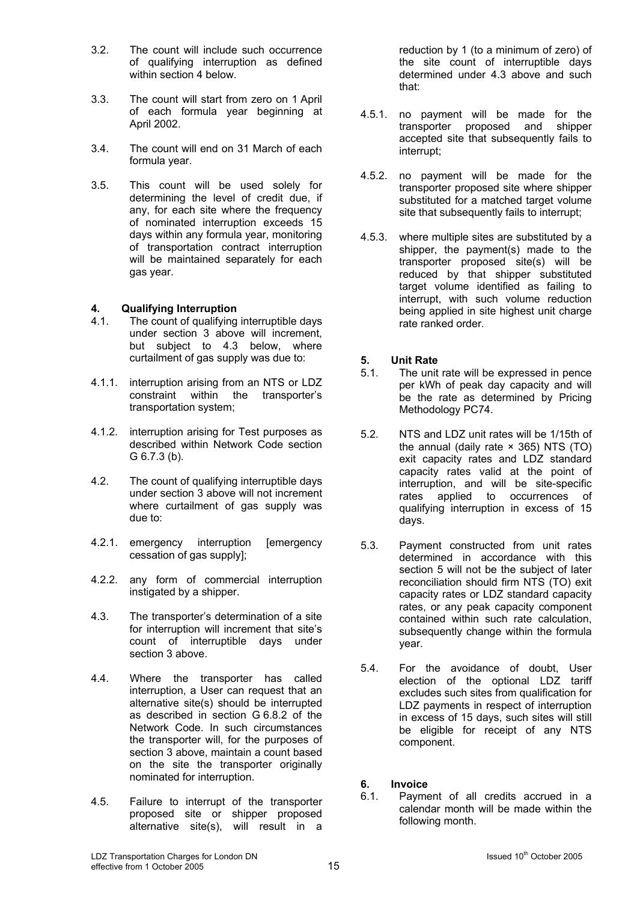3.2. The count will include such occurrence of qualifying interruption as defined within section 4 below.

3.3. The count will start from zero on 1 April of each formula year beginning at April 2002.

3.4. The count will end on 31 March of each formula year.

3.5. This count will be used solely for determining the level of credit due, if any, for each site where the frequency of nominated interruption exceeds 15 days within any formula year, monitoring of transportation contract interruption will be maintained separately for each gas year.

## 4. Qualifying Interruption

4.1. The count of qualifying interruptible days under section 3 above will increment, but subject to 4.3 below, where curtailment of gas supply was due to:

4.1.1. interruption arising from an NTS or LDZ constraint within the transporter's transportation system;

4.1.2. interruption arising for Test purposes as described within Network Code section G 6.7.3 (b).

4.2. The count of qualifying interruptible days under section 3 above will not increment where curtailment of gas supply was due to:

4.2.1. emergency interruption [emergency cessation of gas supply];

4.2.2. any form of commercial interruption instigated by a shipper.

4.3. The transporter's determination of a site for interruption will increment that site's count of interruptible days under section 3 above.

4.4. Where the transporter has called interruption, a User can request that an alternative site(s) should be interrupted as described in section G 6.8.2 of the Network Code. In such circumstances the transporter will, for the purposes of section 3 above, maintain a count based on the site the transporter originally nominated for interruption.

4.5. Failure to interrupt of the transporter proposed site or shipper proposed alternative site(s), will result in a reduction by 1 (to a minimum of zero) of the site count of interruptible days determined under 4.3 above and such that:

4.5.1. no payment will be made for the transporter proposed and shipper accepted site that subsequently fails to interrupt;

4.5.2. no payment will be made for the transporter proposed site where shipper substituted for a matched target volume site that subsequently fails to interrupt;

4.5.3. where multiple sites are substituted by a shipper, the payment(s) made to the transporter proposed site(s) will be reduced by that shipper substituted target volume identified as failing to interrupt, with such volume reduction being applied in site highest unit charge rate ranked order.

## 5. Unit Rate

5.1. The unit rate will be expressed in pence per kWh of peak day capacity and will be the rate as determined by Pricing Methodology PC74.

5.2. NTS and LDZ unit rates will be 1/15th of the annual (daily rate × 365) NTS (TO) exit capacity rates and LDZ standard capacity rates valid at the point of interruption, and will be site-specific rates applied to occurrences of qualifying interruption in excess of 15 days.

5.3. Payment constructed from unit rates determined in accordance with this section 5 will not be the subject of later reconciliation should firm NTS (TO) exit capacity rates or LDZ standard capacity rates, or any peak capacity component contained within such rate calculation, subsequently change within the formula year.

5.4. For the avoidance of doubt, User election of the optional LDZ tariff excludes such sites from qualification for LDZ payments in respect of interruption in excess of 15 days, such sites will still be eligible for receipt of any NTS component.

## 6. Invoice

6.1. Payment of all credits accrued in a calendar month will be made within the following month.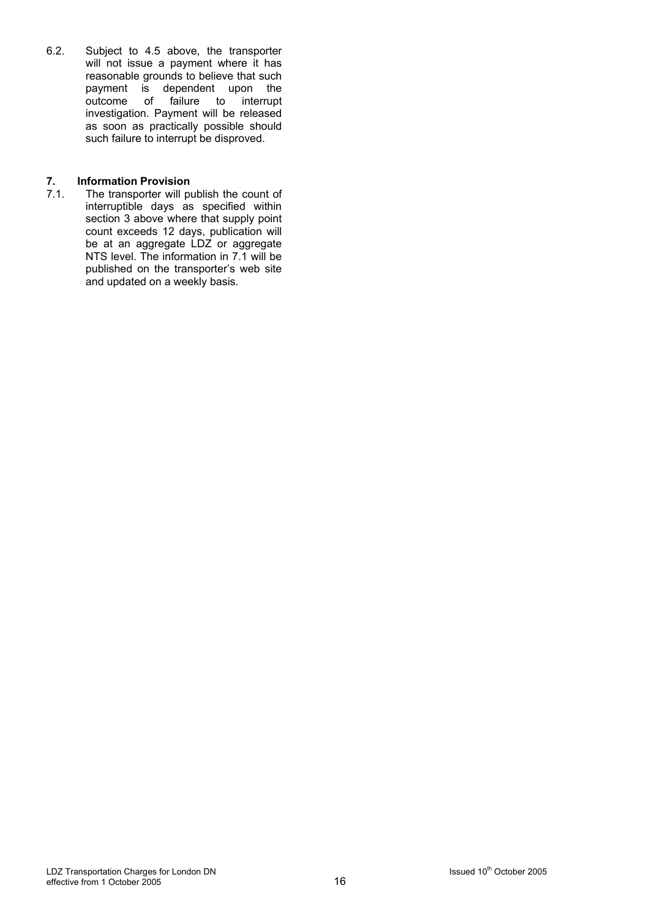6.2. Subject to 4.5 above, the transporter will not issue a payment where it has reasonable grounds to believe that such payment is dependent upon the outcome of failure to interrupt investigation. Payment will be released as soon as practically possible should such failure to interrupt be disproved.

## 7. Information Provision

7.1. The transporter will publish the count of interruptible days as specified within section 3 above where that supply point count exceeds 12 days, publication will be at an aggregate LDZ or aggregate NTS level. The information in 7.1 will be published on the transporter's web site and updated on a weekly basis.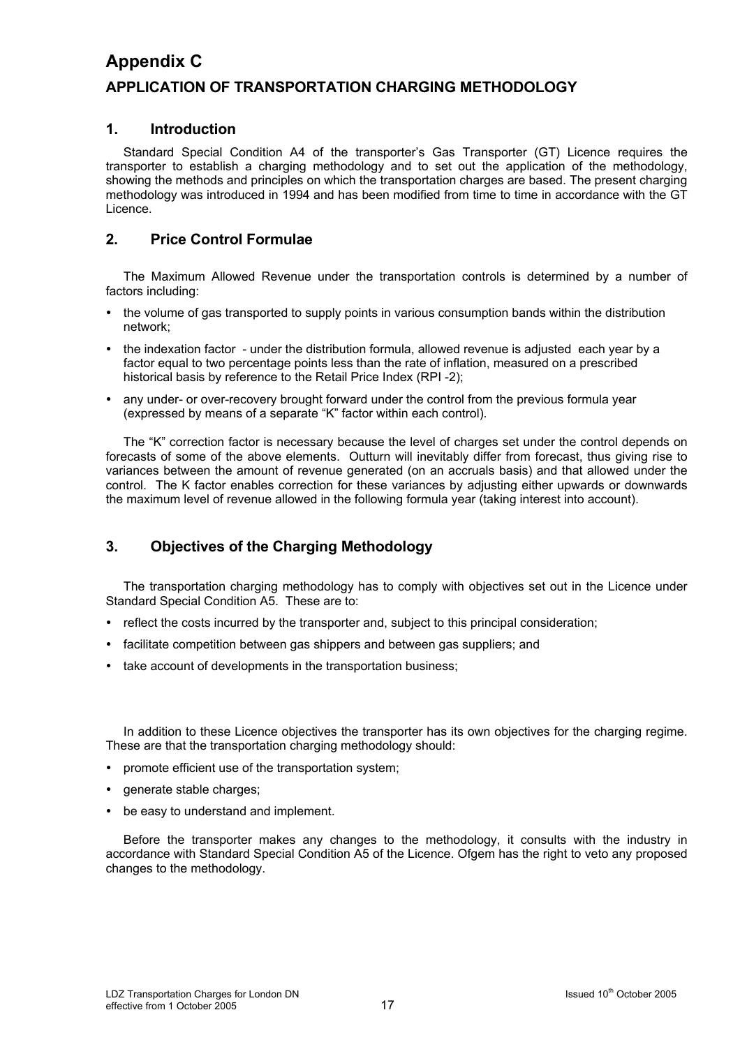# Appendix C

## APPLICATION OF TRANSPORTATION CHARGING METHODOLOGY

### 1. Introduction

Standard Special Condition A4 of the transporter's Gas Transporter (GT) Licence requires the transporter to establish a charging methodology and to set out the application of the methodology, showing the methods and principles on which the transportation charges are based. The present charging methodology was introduced in 1994 and has been modified from time to time in accordance with the GT Licence.

### 2. Price Control Formulae

The Maximum Allowed Revenue under the transportation controls is determined by a number of factors including:

- the volume of gas transported to supply points in various consumption bands within the distribution network;
- the indexation factor - under the distribution formula, allowed revenue is adjusted each year by a factor equal to two percentage points less than the rate of inflation, measured on a prescribed historical basis by reference to the Retail Price Index (RPI -2);
- any under- or over-recovery brought forward under the control from the previous formula year (expressed by means of a separate "K" factor within each control).

The "K" correction factor is necessary because the level of charges set under the control depends on forecasts of some of the above elements. Outturn will inevitably differ from forecast, thus giving rise to variances between the amount of revenue generated (on an accruals basis) and that allowed under the control. The K factor enables correction for these variances by adjusting either upwards or downwards the maximum level of revenue allowed in the following formula year (taking interest into account).

### 3. Objectives of the Charging Methodology

The transportation charging methodology has to comply with objectives set out in the Licence under Standard Special Condition A5. These are to:

- reflect the costs incurred by the transporter and, subject to this principal consideration;
- facilitate competition between gas shippers and between gas suppliers; and
- take account of developments in the transportation business;

In addition to these Licence objectives the transporter has its own objectives for the charging regime. These are that the transportation charging methodology should:

- promote efficient use of the transportation system;
- generate stable charges;
- be easy to understand and implement.

Before the transporter makes any changes to the methodology, it consults with the industry in accordance with Standard Special Condition A5 of the Licence. Ofgem has the right to veto any proposed changes to the methodology.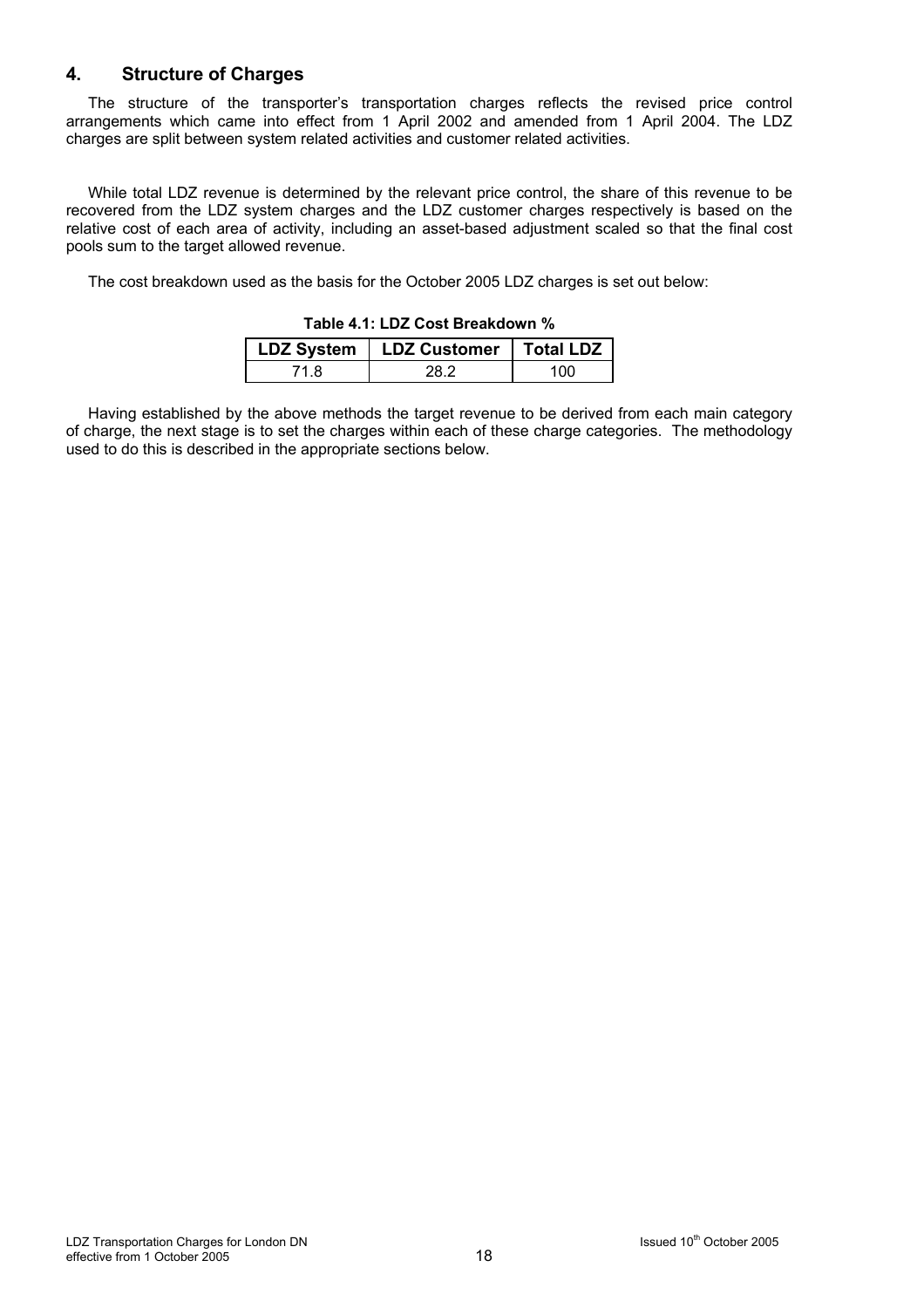## 4. Structure of Charges

The structure of the transporter's transportation charges reflects the revised price control arrangements which came into effect from 1 April 2002 and amended from 1 April 2004. The LDZ charges are split between system related activities and customer related activities.

While total LDZ revenue is determined by the relevant price control, the share of this revenue to be recovered from the LDZ system charges and the LDZ customer charges respectively is based on the relative cost of each area of activity, including an asset-based adjustment scaled so that the final cost pools sum to the target allowed revenue.

The cost breakdown used as the basis for the October 2005 LDZ charges is set out below:

**Table 4.1: LDZ Cost Breakdown %**

| LDZ System | LDZ Customer | Total LDZ |
|---|---|---|
| 71.8 | 28.2 | 100 |

Having established by the above methods the target revenue to be derived from each main category of charge, the next stage is to set the charges within each of these charge categories. The methodology used to do this is described in the appropriate sections below.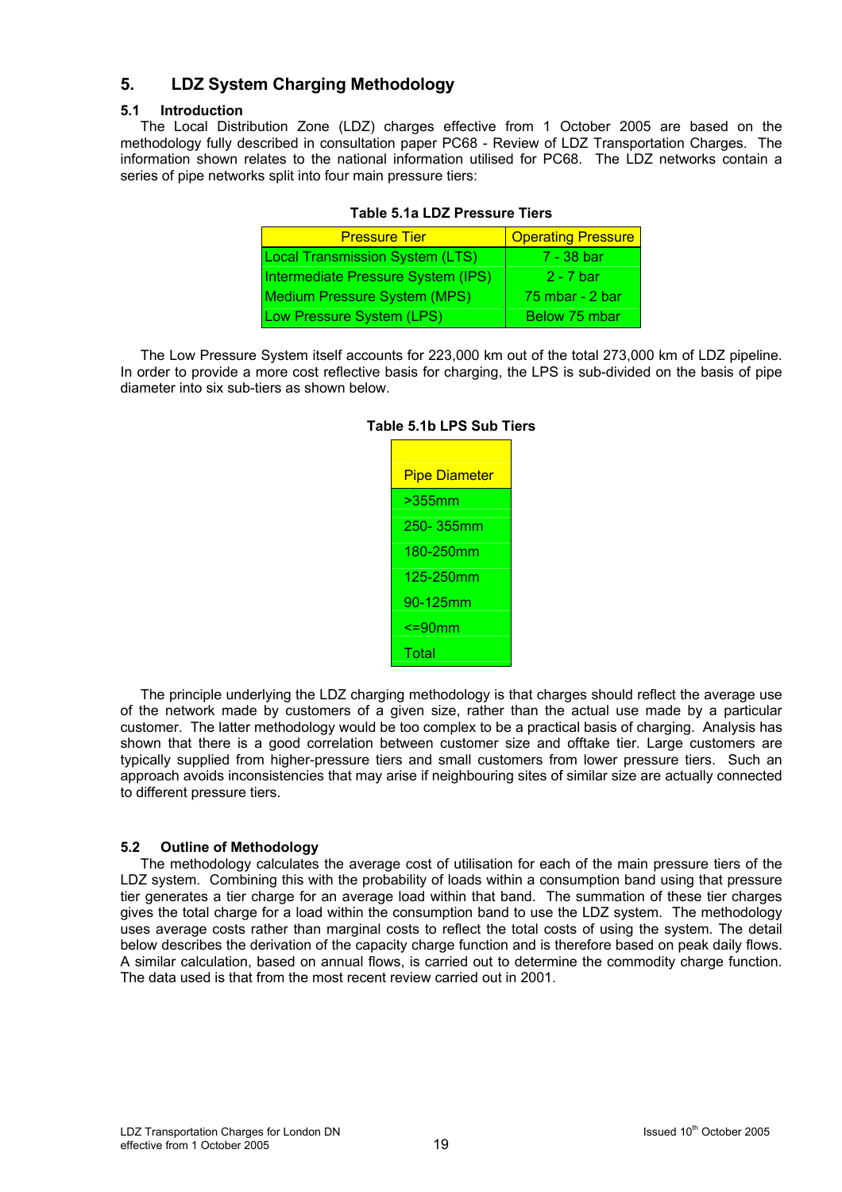## 5. LDZ System Charging Methodology

### 5.1 Introduction

The Local Distribution Zone (LDZ) charges effective from 1 October 2005 are based on the methodology fully described in consultation paper PC68 - Review of LDZ Transportation Charges. The information shown relates to the national information utilised for PC68. The LDZ networks contain a series of pipe networks split into four main pressure tiers:

**Table 5.1a LDZ Pressure Tiers**

| Pressure Tier | Operating Pressure |
|---|---|
| Local Transmission System (LTS) | 7 - 38 bar |
| Intermediate Pressure System (IPS) | 2 - 7 bar |
| Medium Pressure System (MPS) | 75 mbar - 2 bar |
| Low Pressure System (LPS) | Below 75 mbar |

The Low Pressure System itself accounts for 223,000 km out of the total 273,000 km of LDZ pipeline. In order to provide a more cost reflective basis for charging, the LPS is sub-divided on the basis of pipe diameter into six sub-tiers as shown below.

**Table 5.1b LPS Sub Tiers**

| Pipe Diameter |
|---|
| >355mm |
| 250- 355mm |
| 180-250mm |
| 125-250mm |
| 90-125mm |
| <=90mm |
| Total |

The principle underlying the LDZ charging methodology is that charges should reflect the average use of the network made by customers of a given size, rather than the actual use made by a particular customer. The latter methodology would be too complex to be a practical basis of charging. Analysis has shown that there is a good correlation between customer size and offtake tier. Large customers are typically supplied from higher-pressure tiers and small customers from lower pressure tiers. Such an approach avoids inconsistencies that may arise if neighbouring sites of similar size are actually connected to different pressure tiers.

### 5.2 Outline of Methodology

The methodology calculates the average cost of utilisation for each of the main pressure tiers of the LDZ system. Combining this with the probability of loads within a consumption band using that pressure tier generates a tier charge for an average load within that band. The summation of these tier charges gives the total charge for a load within the consumption band to use the LDZ system. The methodology uses average costs rather than marginal costs to reflect the total costs of using the system. The detail below describes the derivation of the capacity charge function and is therefore based on peak daily flows. A similar calculation, based on annual flows, is carried out to determine the commodity charge function. The data used is that from the most recent review carried out in 2001.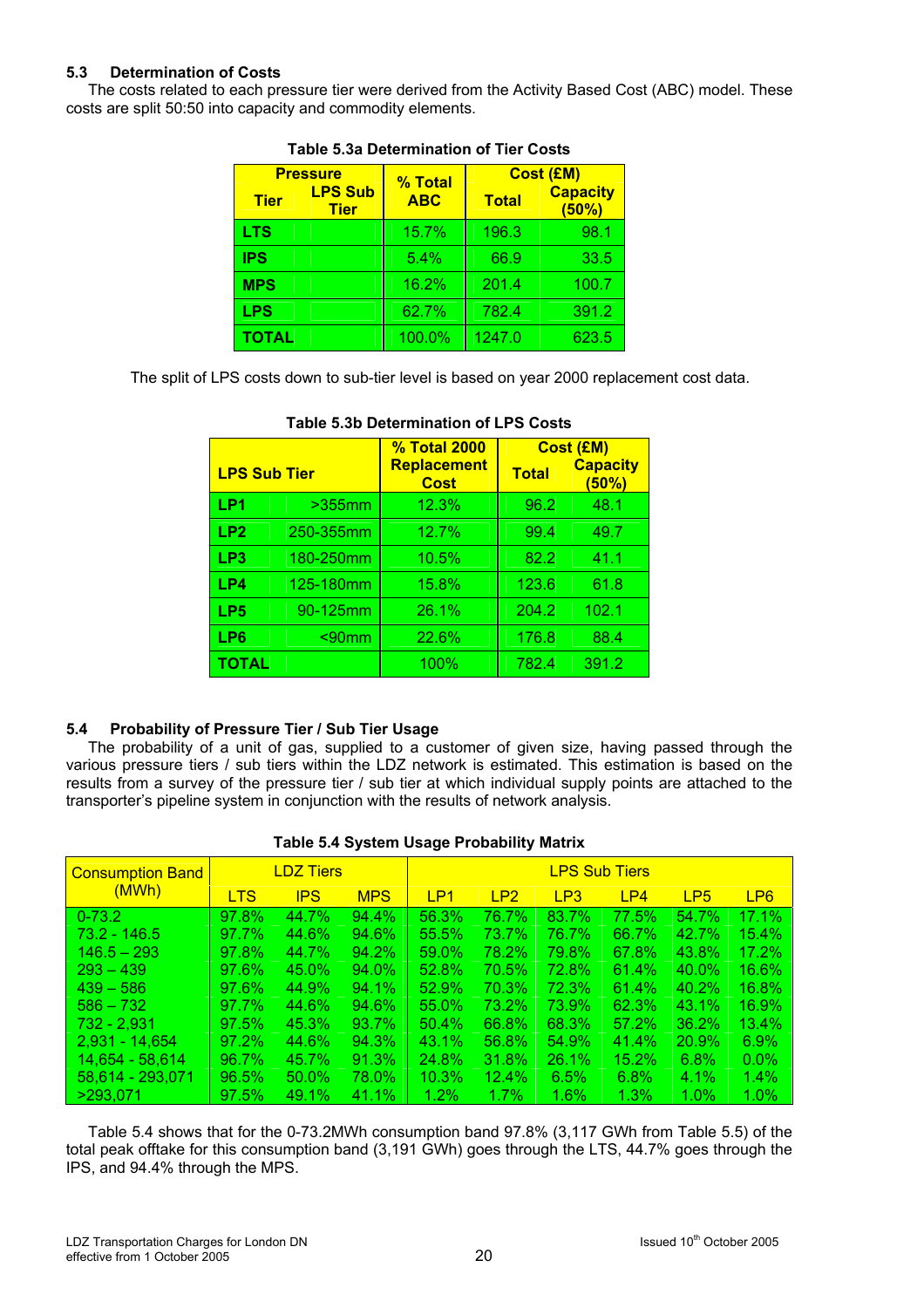### 5.3 Determination of Costs

The costs related to each pressure tier were derived from the Activity Based Cost (ABC) model. These costs are split 50:50 into capacity and commodity elements.

**Table 5.3a Determination of Tier Costs**

| Pressure | | % Total ABC | Cost (£M) | |
|---|---|---|---|---|
| Tier | LPS Sub Tier | | Total | Capacity (50%) |
| LTS | | 15.7% | 196.3 | 98.1 |
| IPS | | 5.4% | 66.9 | 33.5 |
| MPS | | 16.2% | 201.4 | 100.7 |
| LPS | | 62.7% | 782.4 | 391.2 |
| TOTAL | | 100.0% | 1247.0 | 623.5 |

The split of LPS costs down to sub-tier level is based on year 2000 replacement cost data.

**Table 5.3b Determination of LPS Costs**

| LPS Sub Tier | | % Total 2000 Replacement Cost | Cost (£M) | |
|---|---|---|---|---|
| | | | Total | Capacity (50%) |
| LP1 | >355mm | 12.3% | 96.2 | 48.1 |
| LP2 | 250-355mm | 12.7% | 99.4 | 49.7 |
| LP3 | 180-250mm | 10.5% | 82.2 | 41.1 |
| LP4 | 125-180mm | 15.8% | 123.6 | 61.8 |
| LP5 | 90-125mm | 26.1% | 204.2 | 102.1 |
| LP6 | <90mm | 22.6% | 176.8 | 88.4 |
| TOTAL | | 100% | 782.4 | 391.2 |

### 5.4 Probability of Pressure Tier / Sub Tier Usage

The probability of a unit of gas, supplied to a customer of given size, having passed through the various pressure tiers / sub tiers within the LDZ network is estimated. This estimation is based on the results from a survey of the pressure tier / sub tier at which individual supply points are attached to the transporter's pipeline system in conjunction with the results of network analysis.

**Table 5.4 System Usage Probability Matrix**

| Consumption Band (MWh) | LDZ Tiers | | | LPS Sub Tiers | | | | | |
|---|---|---|---|---|---|---|---|---|---|
| | LTS | IPS | MPS | LP1 | LP2 | LP3 | LP4 | LP5 | LP6 |
| 0-73.2 | 97.8% | 44.7% | 94.4% | 56.3% | 76.7% | 83.7% | 77.5% | 54.7% | 17.1% |
| 73.2 - 146.5 | 97.7% | 44.6% | 94.6% | 55.5% | 73.7% | 76.7% | 66.7% | 42.7% | 15.4% |
| 146.5 – 293 | 97.8% | 44.7% | 94.2% | 59.0% | 78.2% | 79.8% | 67.8% | 43.8% | 17.2% |
| 293 – 439 | 97.6% | 45.0% | 94.0% | 52.8% | 70.5% | 72.8% | 61.4% | 40.0% | 16.6% |
| 439 – 586 | 97.6% | 44.9% | 94.1% | 52.9% | 70.3% | 72.3% | 61.4% | 40.2% | 16.8% |
| 586 – 732 | 97.7% | 44.6% | 94.6% | 55.0% | 73.2% | 73.9% | 62.3% | 43.1% | 16.9% |
| 732 - 2,931 | 97.5% | 45.3% | 93.7% | 50.4% | 66.8% | 68.3% | 57.2% | 36.2% | 13.4% |
| 2,931 - 14,654 | 97.2% | 44.6% | 94.3% | 43.1% | 56.8% | 54.9% | 41.4% | 20.9% | 6.9% |
| 14,654 - 58,614 | 96.7% | 45.7% | 91.3% | 24.8% | 31.8% | 26.1% | 15.2% | 6.8% | 0.0% |
| 58,614 - 293,071 | 96.5% | 50.0% | 78.0% | 10.3% | 12.4% | 6.5% | 6.8% | 4.1% | 1.4% |
| >293,071 | 97.5% | 49.1% | 41.1% | 1.2% | 1.7% | 1.6% | 1.3% | 1.0% | 1.0% |

Table 5.4 shows that for the 0-73.2MWh consumption band 97.8% (3,117 GWh from Table 5.5) of the total peak offtake for this consumption band (3,191 GWh) goes through the LTS, 44.7% goes through the IPS, and 94.4% through the MPS.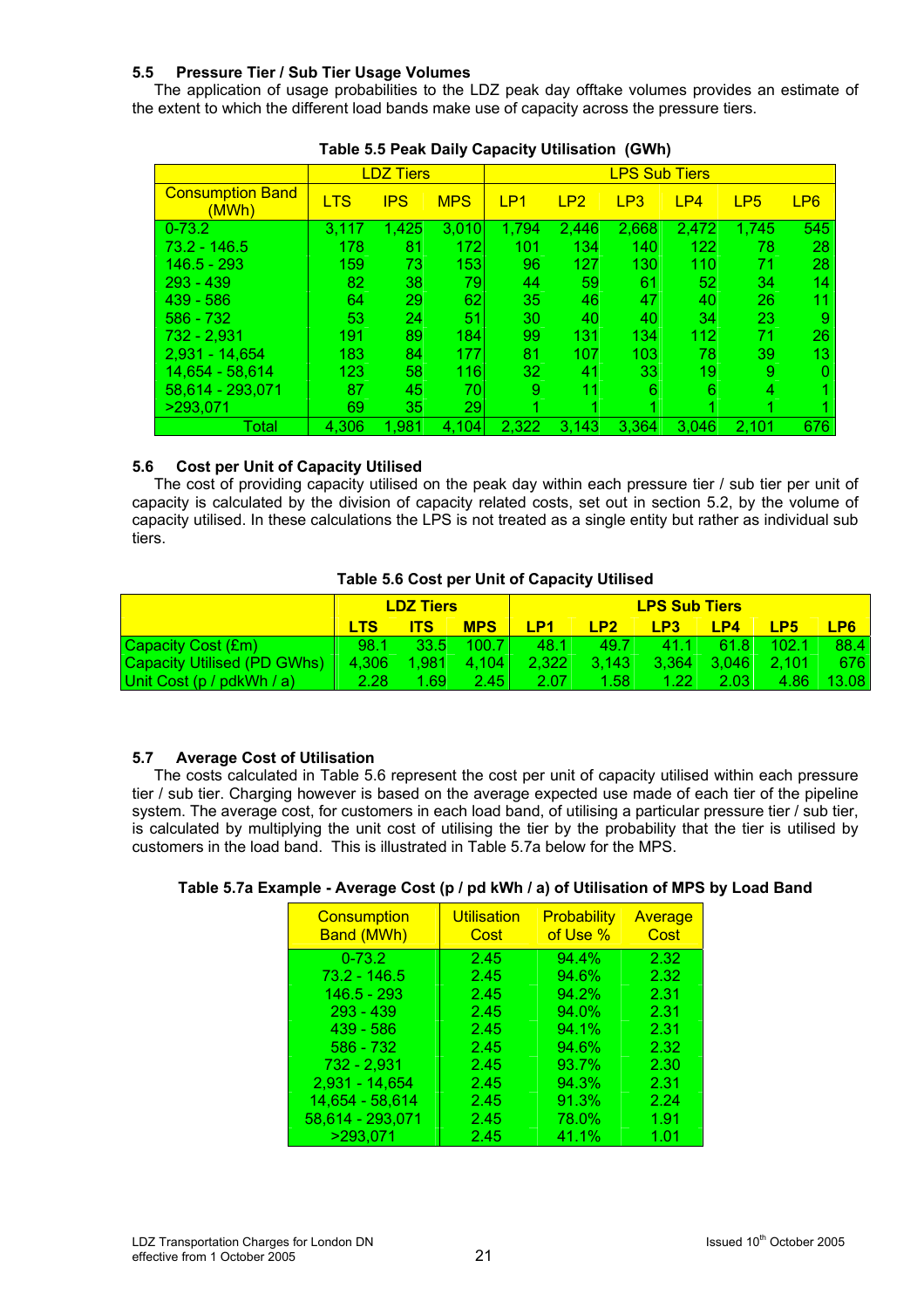### 5.5 Pressure Tier / Sub Tier Usage Volumes

The application of usage probabilities to the LDZ peak day offtake volumes provides an estimate of the extent to which the different load bands make use of capacity across the pressure tiers.

**Table 5.5 Peak Daily Capacity Utilisation (GWh)**

| | LDZ Tiers | | | LPS Sub Tiers | | | | | |
|---|---|---|---|---|---|---|---|---|---|
| Consumption Band (MWh) | LTS | IPS | MPS | LP1 | LP2 | LP3 | LP4 | LP5 | LP6 |
| 0-73.2 | 3,117 | 1,425 | 3,010 | 1,794 | 2,446 | 2,668 | 2,472 | 1,745 | 545 |
| 73.2 - 146.5 | 178 | 81 | 172 | 101 | 134 | 140 | 122 | 78 | 28 |
| 146.5 - 293 | 159 | 73 | 153 | 96 | 127 | 130 | 110 | 71 | 28 |
| 293 - 439 | 82 | 38 | 79 | 44 | 59 | 61 | 52 | 34 | 14 |
| 439 - 586 | 64 | 29 | 62 | 35 | 46 | 47 | 40 | 26 | 11 |
| 586 - 732 | 53 | 24 | 51 | 30 | 40 | 40 | 34 | 23 | 9 |
| 732 - 2,931 | 191 | 89 | 184 | 99 | 131 | 134 | 112 | 71 | 26 |
| 2,931 - 14,654 | 183 | 84 | 177 | 81 | 107 | 103 | 78 | 39 | 13 |
| 14,654 - 58,614 | 123 | 58 | 116 | 32 | 41 | 33 | 19 | 9 | 0 |
| 58,614 - 293,071 | 87 | 45 | 70 | 9 | 11 | 6 | 6 | 4 | 1 |
| >293,071 | 69 | 35 | 29 | 1 | 1 | 1 | 1 | 1 | 1 |
| Total | 4,306 | 1,981 | 4,104 | 2,322 | 3,143 | 3,364 | 3,046 | 2,101 | 676 |

### 5.6 Cost per Unit of Capacity Utilised

The cost of providing capacity utilised on the peak day within each pressure tier / sub tier per unit of capacity is calculated by the division of capacity related costs, set out in section 5.2, by the volume of capacity utilised. In these calculations the LPS is not treated as a single entity but rather as individual sub tiers.

**Table 5.6 Cost per Unit of Capacity Utilised**

| | LDZ Tiers | | | LPS Sub Tiers | | | | | |
|---|---|---|---|---|---|---|---|---|---|
| | LTS | ITS | MPS | LP1 | LP2 | LP3 | LP4 | LP5 | LP6 |
| Capacity Cost (£m) | 98.1 | 33.5 | 100.7 | 48.1 | 49.7 | 41.1 | 61.8 | 102.1 | 88.4 |
| Capacity Utilised (PD GWhs) | 4,306 | 1,981 | 4,104 | 2,322 | 3,143 | 3,364 | 3,046 | 2,101 | 676 |
| Unit Cost (p / pdkWh / a) | 2.28 | 1.69 | 2.45 | 2.07 | 1.58 | 1.22 | 2.03 | 4.86 | 13.08 |

### 5.7 Average Cost of Utilisation

The costs calculated in Table 5.6 represent the cost per unit of capacity utilised within each pressure tier / sub tier. Charging however is based on the average expected use made of each tier of the pipeline system. The average cost, for customers in each load band, of utilising a particular pressure tier / sub tier, is calculated by multiplying the unit cost of utilising the tier by the probability that the tier is utilised by customers in the load band. This is illustrated in Table 5.7a below for the MPS.

**Table 5.7a Example - Average Cost (p / pd kWh / a) of Utilisation of MPS by Load Band**

| Consumption Band (MWh) | Utilisation Cost | Probability of Use % | Average Cost |
|---|---|---|---|
| 0-73.2 | 2.45 | 94.4% | 2.32 |
| 73.2 - 146.5 | 2.45 | 94.6% | 2.32 |
| 146.5 - 293 | 2.45 | 94.2% | 2.31 |
| 293 - 439 | 2.45 | 94.0% | 2.31 |
| 439 - 586 | 2.45 | 94.1% | 2.31 |
| 586 - 732 | 2.45 | 94.6% | 2.32 |
| 732 - 2,931 | 2.45 | 93.7% | 2.30 |
| 2,931 - 14,654 | 2.45 | 94.3% | 2.31 |
| 14,654 - 58,614 | 2.45 | 91.3% | 2.24 |
| 58,614 - 293,071 | 2.45 | 78.0% | 1.91 |
| >293,071 | 2.45 | 41.1% | 1.01 |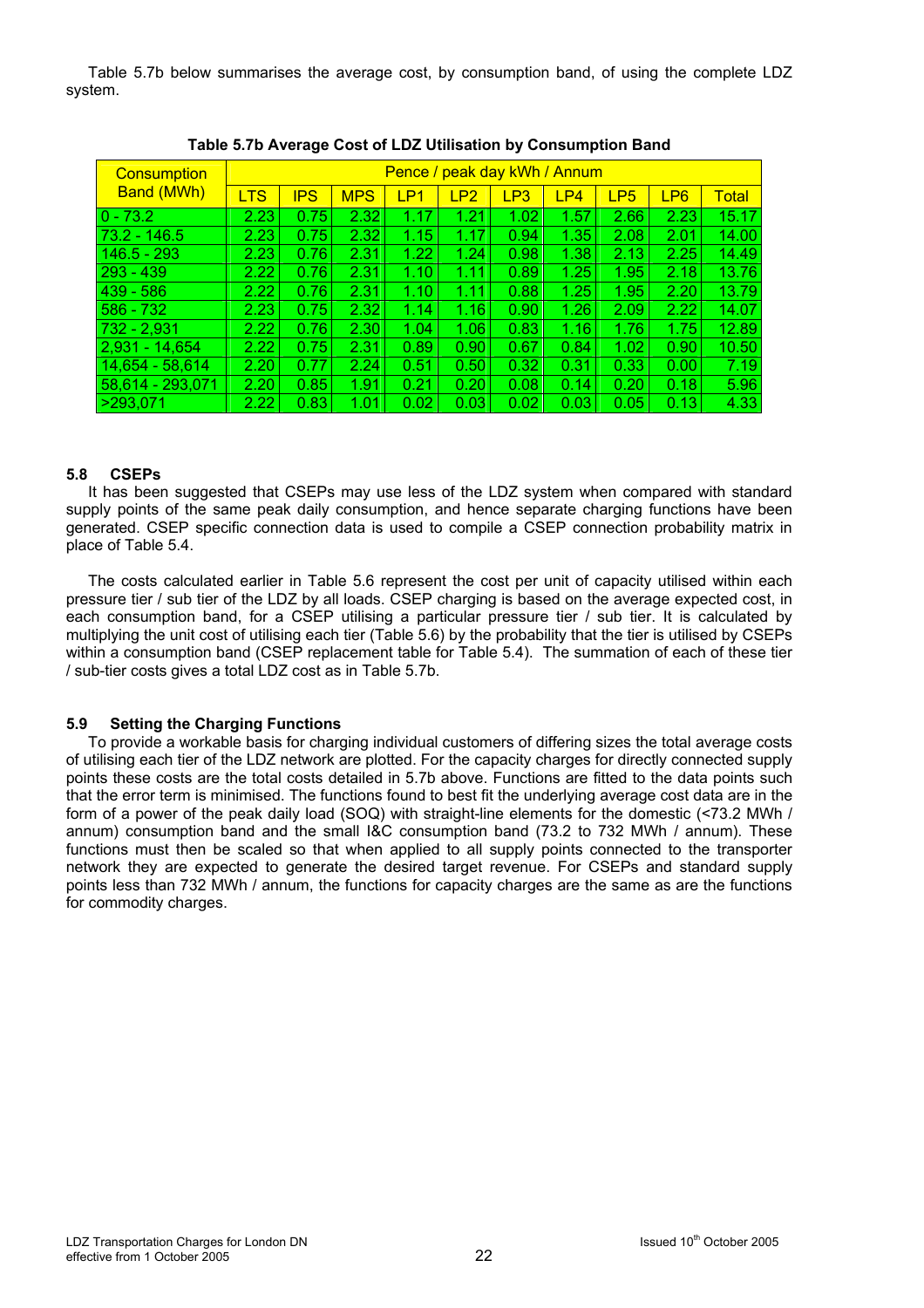Table 5.7b below summarises the average cost, by consumption band, of using the complete LDZ system.

**Table 5.7b Average Cost of LDZ Utilisation by Consumption Band**

| Consumption Band (MWh) | Pence / peak day kWh / Annum | | | | | | | | | |
|---|---|---|---|---|---|---|---|---|---|---|
| | LTS | IPS | MPS | LP1 | LP2 | LP3 | LP4 | LP5 | LP6 | Total |
| 0 - 73.2 | 2.23 | 0.75 | 2.32 | 1.17 | 1.21 | 1.02 | 1.57 | 2.66 | 2.23 | 15.17 |
| 73.2 - 146.5 | 2.23 | 0.75 | 2.32 | 1.15 | 1.17 | 0.94 | 1.35 | 2.08 | 2.01 | 14.00 |
| 146.5 - 293 | 2.23 | 0.76 | 2.31 | 1.22 | 1.24 | 0.98 | 1.38 | 2.13 | 2.25 | 14.49 |
| 293 - 439 | 2.22 | 0.76 | 2.31 | 1.10 | 1.11 | 0.89 | 1.25 | 1.95 | 2.18 | 13.76 |
| 439 - 586 | 2.22 | 0.76 | 2.31 | 1.10 | 1.11 | 0.88 | 1.25 | 1.95 | 2.20 | 13.79 |
| 586 - 732 | 2.23 | 0.75 | 2.32 | 1.14 | 1.16 | 0.90 | 1.26 | 2.09 | 2.22 | 14.07 |
| 732 - 2,931 | 2.22 | 0.76 | 2.30 | 1.04 | 1.06 | 0.83 | 1.16 | 1.76 | 1.75 | 12.89 |
| 2,931 - 14,654 | 2.22 | 0.75 | 2.31 | 0.89 | 0.90 | 0.67 | 0.84 | 1.02 | 0.90 | 10.50 |
| 14,654 - 58,614 | 2.20 | 0.77 | 2.24 | 0.51 | 0.50 | 0.32 | 0.31 | 0.33 | 0.00 | 7.19 |
| 58,614 - 293,071 | 2.20 | 0.85 | 1.91 | 0.21 | 0.20 | 0.08 | 0.14 | 0.20 | 0.18 | 5.96 |
| >293,071 | 2.22 | 0.83 | 1.01 | 0.02 | 0.03 | 0.02 | 0.03 | 0.05 | 0.13 | 4.33 |

### 5.8 CSEPs

It has been suggested that CSEPs may use less of the LDZ system when compared with standard supply points of the same peak daily consumption, and hence separate charging functions have been generated. CSEP specific connection data is used to compile a CSEP connection probability matrix in place of Table 5.4.

The costs calculated earlier in Table 5.6 represent the cost per unit of capacity utilised within each pressure tier / sub tier of the LDZ by all loads. CSEP charging is based on the average expected cost, in each consumption band, for a CSEP utilising a particular pressure tier / sub tier. It is calculated by multiplying the unit cost of utilising each tier (Table 5.6) by the probability that the tier is utilised by CSEPs within a consumption band (CSEP replacement table for Table 5.4). The summation of each of these tier / sub-tier costs gives a total LDZ cost as in Table 5.7b.

### 5.9 Setting the Charging Functions

To provide a workable basis for charging individual customers of differing sizes the total average costs of utilising each tier of the LDZ network are plotted. For the capacity charges for directly connected supply points these costs are the total costs detailed in 5.7b above. Functions are fitted to the data points such that the error term is minimised. The functions found to best fit the underlying average cost data are in the form of a power of the peak daily load (SOQ) with straight-line elements for the domestic (<73.2 MWh / annum) consumption band and the small I&C consumption band (73.2 to 732 MWh / annum). These functions must then be scaled so that when applied to all supply points connected to the transporter network they are expected to generate the desired target revenue. For CSEPs and standard supply points less than 732 MWh / annum, the functions for capacity charges are the same as are the functions for commodity charges.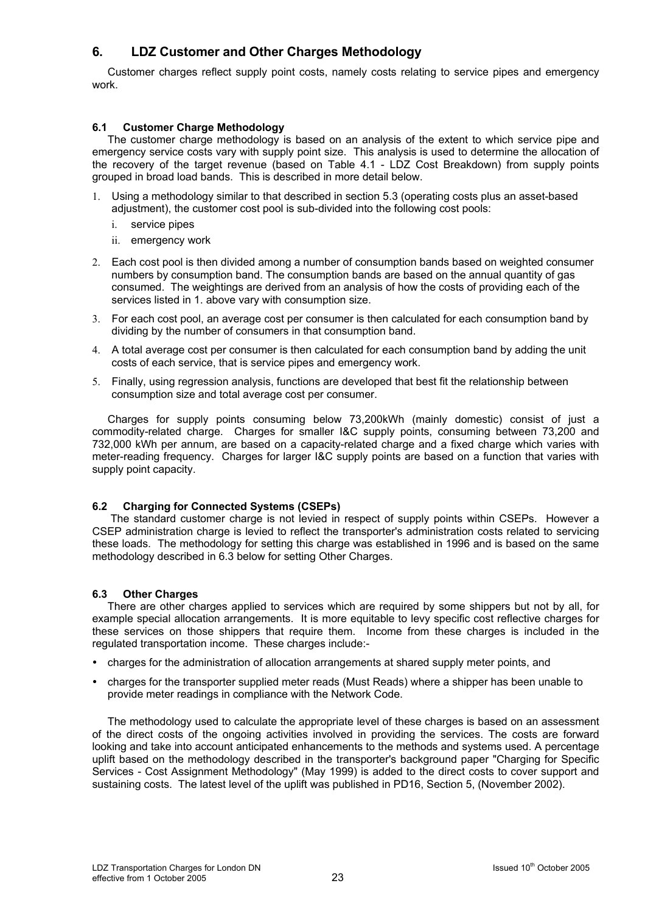## 6. LDZ Customer and Other Charges Methodology

Customer charges reflect supply point costs, namely costs relating to service pipes and emergency work.

### 6.1 Customer Charge Methodology

The customer charge methodology is based on an analysis of the extent to which service pipe and emergency service costs vary with supply point size. This analysis is used to determine the allocation of the recovery of the target revenue (based on Table 4.1 - LDZ Cost Breakdown) from supply points grouped in broad load bands. This is described in more detail below.

1. Using a methodology similar to that described in section 5.3 (operating costs plus an asset-based adjustment), the customer cost pool is sub-divided into the following cost pools:
   i. service pipes
   ii. emergency work
2. Each cost pool is then divided among a number of consumption bands based on weighted consumer numbers by consumption band. The consumption bands are based on the annual quantity of gas consumed. The weightings are derived from an analysis of how the costs of providing each of the services listed in 1. above vary with consumption size.
3. For each cost pool, an average cost per consumer is then calculated for each consumption band by dividing by the number of consumers in that consumption band.
4. A total average cost per consumer is then calculated for each consumption band by adding the unit costs of each service, that is service pipes and emergency work.
5. Finally, using regression analysis, functions are developed that best fit the relationship between consumption size and total average cost per consumer.

Charges for supply points consuming below 73,200kWh (mainly domestic) consist of just a commodity-related charge. Charges for smaller I&C supply points, consuming between 73,200 and 732,000 kWh per annum, are based on a capacity-related charge and a fixed charge which varies with meter-reading frequency. Charges for larger I&C supply points are based on a function that varies with supply point capacity.

### 6.2 Charging for Connected Systems (CSEPs)

The standard customer charge is not levied in respect of supply points within CSEPs. However a CSEP administration charge is levied to reflect the transporter's administration costs related to servicing these loads. The methodology for setting this charge was established in 1996 and is based on the same methodology described in 6.3 below for setting Other Charges.

### 6.3 Other Charges

There are other charges applied to services which are required by some shippers but not by all, for example special allocation arrangements. It is more equitable to levy specific cost reflective charges for these services on those shippers that require them. Income from these charges is included in the regulated transportation income. These charges include:-

- charges for the administration of allocation arrangements at shared supply meter points, and
- charges for the transporter supplied meter reads (Must Reads) where a shipper has been unable to provide meter readings in compliance with the Network Code.

The methodology used to calculate the appropriate level of these charges is based on an assessment of the direct costs of the ongoing activities involved in providing the services. The costs are forward looking and take into account anticipated enhancements to the methods and systems used. A percentage uplift based on the methodology described in the transporter's background paper "Charging for Specific Services - Cost Assignment Methodology" (May 1999) is added to the direct costs to cover support and sustaining costs. The latest level of the uplift was published in PD16, Section 5, (November 2002).